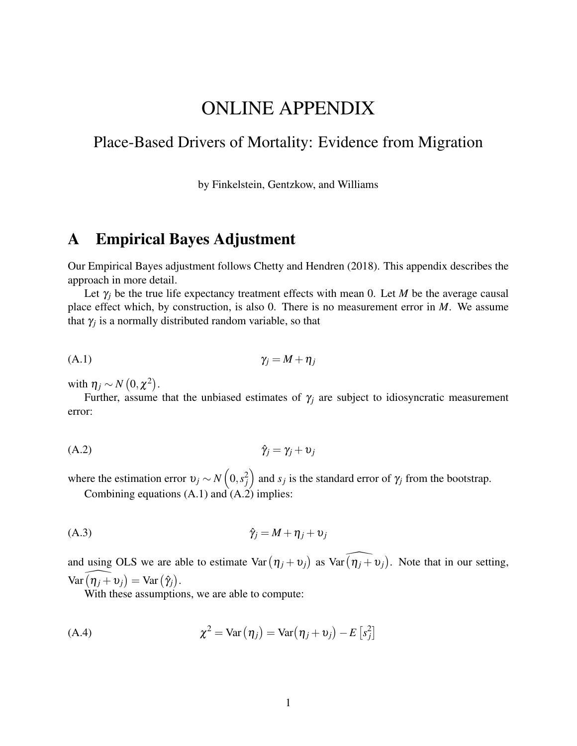# ONLINE APPENDIX

## Place-Based Drivers of Mortality: Evidence from Migration

by Finkelstein, Gentzkow, and Williams

## A Empirical Bayes Adjustment

Our Empirical Bayes adjustment follows Chetty and Hendren (2018). This appendix describes the approach in more detail.

Let $\gamma_j$ be the true life expectancy treatment effects with mean 0. Let $M$ be the average causal place effect which, by construction, is also 0. There is no measurement error in $M$. We assume that $\gamma_j$ is a normally distributed random variable, so that

$$\gamma_j = M + \eta_j \tag{A.1}$$

with $\eta_j \sim N\left(0, \chi^2\right)$.

Further, assume that the unbiased estimates of $\gamma_j$ are subject to idiosyncratic measurement error:

$$\hat{\gamma}_j = \gamma_j + \upsilon_j \tag{A.2}$$

where the estimation error $\upsilon_j \sim N\left(0, s_j^2\right)$ and $s_j$ is the standard error of $\gamma_j$ from the bootstrap.

Combining equations (A.1) and (A.2) implies:

$$\hat{\gamma}_j = M + \eta_j + \upsilon_j \tag{A.3}$$

and using OLS we are able to estimate $\text{Var}\left(\eta_j + \upsilon_j\right)$ as $\widehat{\text{Var}\left(\eta_j + \upsilon_j\right)}$. Note that in our setting, $\widehat{\text{Var}\left(\eta_j + \upsilon_j\right)} = \text{Var}\left(\hat{\gamma}_j\right)$.

With these assumptions, we are able to compute:

$$\chi^2 = \text{Var}\left(\eta_j\right) = \text{Var}\left(\eta_j + \upsilon_j\right) - E\left[s_j^2\right] \tag{A.4}$$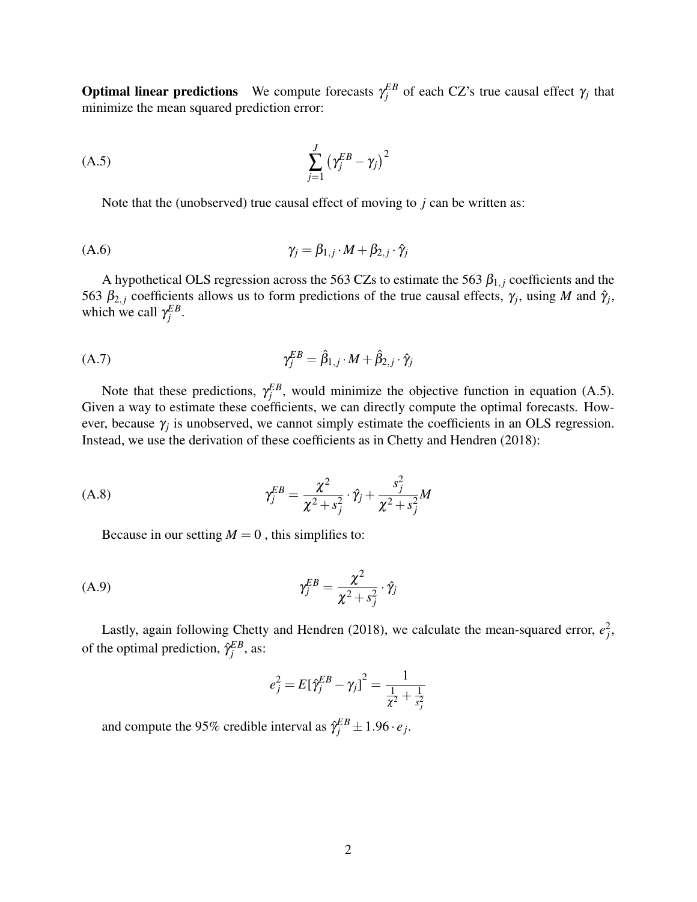**Optimal linear predictions** We compute forecasts $\gamma_j^{EB}$ of each CZ's true causal effect $\gamma_j$ that minimize the mean squared prediction error:

$$\sum_{j=1}^{J} \left(\gamma_j^{EB} - \gamma_j\right)^2 \tag{A.5}$$

Note that the (unobserved) true causal effect of moving to $j$ can be written as:

$$\gamma_j = \beta_{1,j} \cdot M + \beta_{2,j} \cdot \hat{\gamma}_j \tag{A.6}$$

A hypothetical OLS regression across the 563 CZs to estimate the 563 $\beta_{1,j}$ coefficients and the 563 $\beta_{2,j}$ coefficients allows us to form predictions of the true causal effects, $\gamma_j$, using $M$ and $\hat{\gamma}_j$, which we call $\gamma_j^{EB}$.

$$\gamma_j^{EB} = \hat{\beta}_{1,j} \cdot M + \hat{\beta}_{2,j} \cdot \hat{\gamma}_j \tag{A.7}$$

Note that these predictions, $\gamma_j^{EB}$, would minimize the objective function in equation (A.5). Given a way to estimate these coefficients, we can directly compute the optimal forecasts. However, because $\gamma_j$ is unobserved, we cannot simply estimate the coefficients in an OLS regression. Instead, we use the derivation of these coefficients as in Chetty and Hendren (2018):

$$\gamma_j^{EB} = \frac{\chi^2}{\chi^2 + s_j^2} \cdot \hat{\gamma}_j + \frac{s_j^2}{\chi^2 + s_j^2} M \tag{A.8}$$

Because in our setting $M = 0$ , this simplifies to:

$$\gamma_j^{EB} = \frac{\chi^2}{\chi^2 + s_j^2} \cdot \hat{\gamma}_j \tag{A.9}$$

Lastly, again following Chetty and Hendren (2018), we calculate the mean-squared error, $e_j^2$, of the optimal prediction, $\hat{\gamma}_j^{EB}$, as:

$$e_j^2 = E[\hat{\gamma}_j^{EB} - \gamma_j]^2 = \frac{1}{\frac{1}{\chi^2} + \frac{1}{s_j^2}}$$

and compute the 95% credible interval as $\hat{\gamma}_j^{EB} \pm 1.96 \cdot e_j$.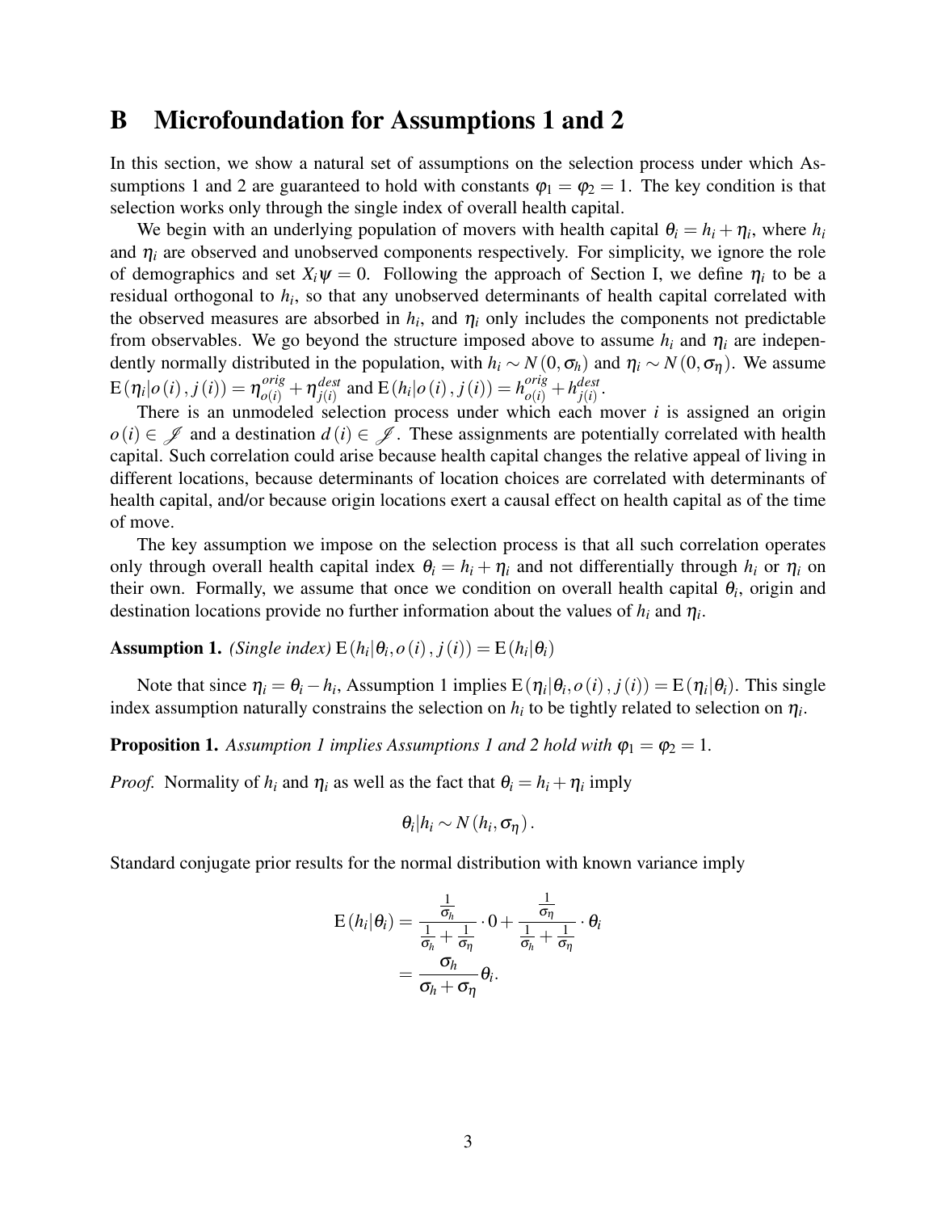## B Microfoundation for Assumptions 1 and 2

In this section, we show a natural set of assumptions on the selection process under which Assumptions 1 and 2 are guaranteed to hold with constants $\varphi_1 = \varphi_2 = 1$. The key condition is that selection works only through the single index of overall health capital.

We begin with an underlying population of movers with health capital $\theta_i = h_i + \eta_i$, where $h_i$ and $\eta_i$ are observed and unobserved components respectively. For simplicity, we ignore the role of demographics and set $X_i\psi = 0$. Following the approach of Section I, we define $\eta_i$ to be a residual orthogonal to $h_i$, so that any unobserved determinants of health capital correlated with the observed measures are absorbed in $h_i$, and $\eta_i$ only includes the components not predictable from observables. We go beyond the structure imposed above to assume $h_i$ and $\eta_i$ are independently normally distributed in the population, with $h_i \sim N(0, \sigma_h)$ and $\eta_i \sim N(0, \sigma_\eta)$. We assume $\mathrm{E}(\eta_i | o(i), j(i)) = \eta^{orig}_{o(i)} + \eta^{dest}_{j(i)}$ and $\mathrm{E}(h_i | o(i), j(i)) = h^{orig}_{o(i)} + h^{dest}_{j(i)}$.

There is an unmodeled selection process under which each mover $i$ is assigned an origin $o(i) \in \mathscr{J}$ and a destination $d(i) \in \mathscr{J}$. These assignments are potentially correlated with health capital. Such correlation could arise because health capital changes the relative appeal of living in different locations, because determinants of location choices are correlated with determinants of health capital, and/or because origin locations exert a causal effect on health capital as of the time of move.

The key assumption we impose on the selection process is that all such correlation operates only through overall health capital index $\theta_i = h_i + \eta_i$ and not differentially through $h_i$ or $\eta_i$ on their own. Formally, we assume that once we condition on overall health capital $\theta_i$, origin and destination locations provide no further information about the values of $h_i$ and $\eta_i$.

**Assumption 1.** *(Single index)* $\mathrm{E}(h_i | \theta_i, o(i), j(i)) = \mathrm{E}(h_i | \theta_i)$

Note that since $\eta_i = \theta_i - h_i$, Assumption 1 implies $\mathrm{E}(\eta_i | \theta_i, o(i), j(i)) = \mathrm{E}(\eta_i | \theta_i)$. This single index assumption naturally constrains the selection on $h_i$ to be tightly related to selection on $\eta_i$.

**Proposition 1.** *Assumption 1 implies Assumptions 1 and 2 hold with $\varphi_1 = \varphi_2 = 1$.*

*Proof.* Normality of $h_i$ and $\eta_i$ as well as the fact that $\theta_i = h_i + \eta_i$ imply

$$\theta_i | h_i \sim N(h_i, \sigma_\eta).$$

Standard conjugate prior results for the normal distribution with known variance imply

$$\begin{aligned}
\mathrm{E}(h_i | \theta_i) &= \frac{\frac{1}{\sigma_h}}{\frac{1}{\sigma_h} + \frac{1}{\sigma_\eta}} \cdot 0 + \frac{\frac{1}{\sigma_\eta}}{\frac{1}{\sigma_h} + \frac{1}{\sigma_\eta}} \cdot \theta_i \\
&= \frac{\sigma_h}{\sigma_h + \sigma_\eta} \theta_i.
\end{aligned}$$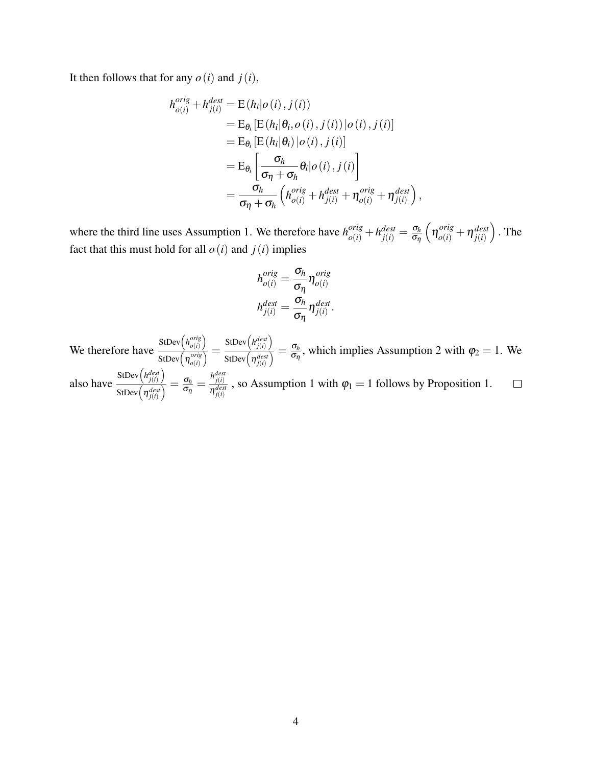It then follows that for any $o(i)$ and $j(i)$,

$$
\begin{aligned}
h^{orig}_{o(i)} + h^{dest}_{j(i)} &= \mathrm{E}\left(h_i | o(i), j(i)\right) \\
&= \mathrm{E}_{\theta_i}\left[\mathrm{E}\left(h_i | \theta_i, o(i), j(i)\right) | o(i), j(i)\right] \\
&= \mathrm{E}_{\theta_i}\left[\mathrm{E}\left(h_i | \theta_i\right) | o(i), j(i)\right] \\
&= \mathrm{E}_{\theta_i}\left[\frac{\sigma_h}{\sigma_\eta + \sigma_h}\theta_i | o(i), j(i)\right] \\
&= \frac{\sigma_h}{\sigma_\eta + \sigma_h}\left(h^{orig}_{o(i)} + h^{dest}_{j(i)} + \eta^{orig}_{o(i)} + \eta^{dest}_{j(i)}\right),
\end{aligned}
$$

where the third line uses Assumption 1. We therefore have $h^{orig}_{o(i)} + h^{dest}_{j(i)} = \frac{\sigma_h}{\sigma_\eta}\left(\eta^{orig}_{o(i)} + \eta^{dest}_{j(i)}\right)$. The fact that this must hold for all $o(i)$ and $j(i)$ implies

$$
\begin{aligned}
h^{orig}_{o(i)} &= \frac{\sigma_h}{\sigma_\eta}\eta^{orig}_{o(i)} \\
h^{dest}_{j(i)} &= \frac{\sigma_h}{\sigma_\eta}\eta^{dest}_{j(i)}.
\end{aligned}
$$

We therefore have $\frac{\mathrm{StDev}\left(h^{orig}_{o(i)}\right)}{\mathrm{StDev}\left(\eta^{orig}_{o(i)}\right)} = \frac{\mathrm{StDev}\left(h^{dest}_{j(i)}\right)}{\mathrm{StDev}\left(\eta^{dest}_{j(i)}\right)} = \frac{\sigma_h}{\sigma_\eta}$, which implies Assumption 2 with $\varphi_2 = 1$. We also have $\frac{\mathrm{StDev}\left(h^{dest}_{j(i)}\right)}{\mathrm{StDev}\left(\eta^{dest}_{j(i)}\right)} = \frac{\sigma_h}{\sigma_\eta} = \frac{h^{dest}_{j(i)}}{\eta^{dest}_{j(i)}}$, so Assumption 1 with $\varphi_1 = 1$ follows by Proposition 1. $\square$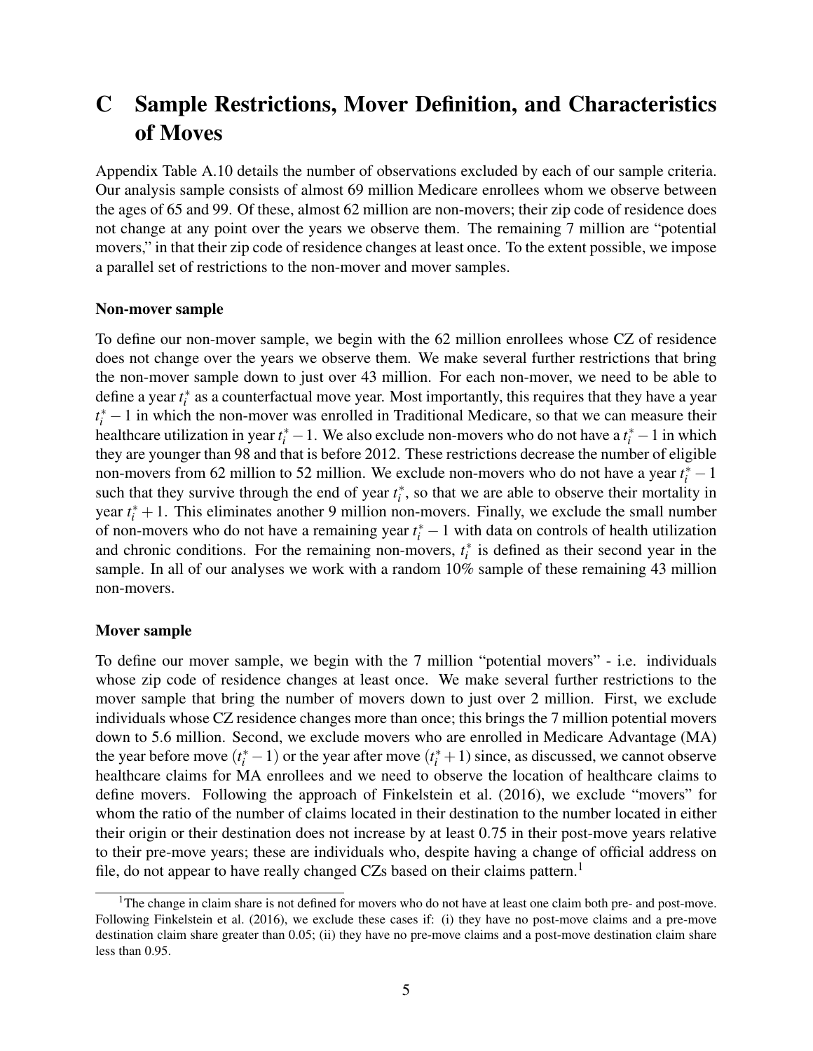# C Sample Restrictions, Mover Definition, and Characteristics of Moves

Appendix Table A.10 details the number of observations excluded by each of our sample criteria. Our analysis sample consists of almost 69 million Medicare enrollees whom we observe between the ages of 65 and 99. Of these, almost 62 million are non-movers; their zip code of residence does not change at any point over the years we observe them. The remaining 7 million are "potential movers," in that their zip code of residence changes at least once. To the extent possible, we impose a parallel set of restrictions to the non-mover and mover samples.

### Non-mover sample

To define our non-mover sample, we begin with the 62 million enrollees whose CZ of residence does not change over the years we observe them. We make several further restrictions that bring the non-mover sample down to just over 43 million. For each non-mover, we need to be able to define a year $t_i^*$ as a counterfactual move year. Most importantly, this requires that they have a year $t_i^* - 1$ in which the non-mover was enrolled in Traditional Medicare, so that we can measure their healthcare utilization in year $t_i^* - 1$. We also exclude non-movers who do not have a $t_i^* - 1$ in which they are younger than 98 and that is before 2012. These restrictions decrease the number of eligible non-movers from 62 million to 52 million. We exclude non-movers who do not have a year $t_i^* - 1$ such that they survive through the end of year $t_i^*$, so that we are able to observe their mortality in year $t_i^* + 1$. This eliminates another 9 million non-movers. Finally, we exclude the small number of non-movers who do not have a remaining year $t_i^* - 1$ with data on controls of health utilization and chronic conditions. For the remaining non-movers, $t_i^*$ is defined as their second year in the sample. In all of our analyses we work with a random 10% sample of these remaining 43 million non-movers.

### Mover sample

To define our mover sample, we begin with the 7 million "potential movers" - i.e. individuals whose zip code of residence changes at least once. We make several further restrictions to the mover sample that bring the number of movers down to just over 2 million. First, we exclude individuals whose CZ residence changes more than once; this brings the 7 million potential movers down to 5.6 million. Second, we exclude movers who are enrolled in Medicare Advantage (MA) the year before move ($t_i^* - 1$) or the year after move ($t_i^* + 1$) since, as discussed, we cannot observe healthcare claims for MA enrollees and we need to observe the location of healthcare claims to define movers. Following the approach of Finkelstein et al. (2016), we exclude "movers" for whom the ratio of the number of claims located in their destination to the number located in either their origin or their destination does not increase by at least 0.75 in their post-move years relative to their pre-move years; these are individuals who, despite having a change of official address on file, do not appear to have really changed CZs based on their claims pattern.[1]

[1] The change in claim share is not defined for movers who do not have at least one claim both pre- and post-move. Following Finkelstein et al. (2016), we exclude these cases if: (i) they have no post-move claims and a pre-move destination claim share greater than 0.05; (ii) they have no pre-move claims and a post-move destination claim share less than 0.95.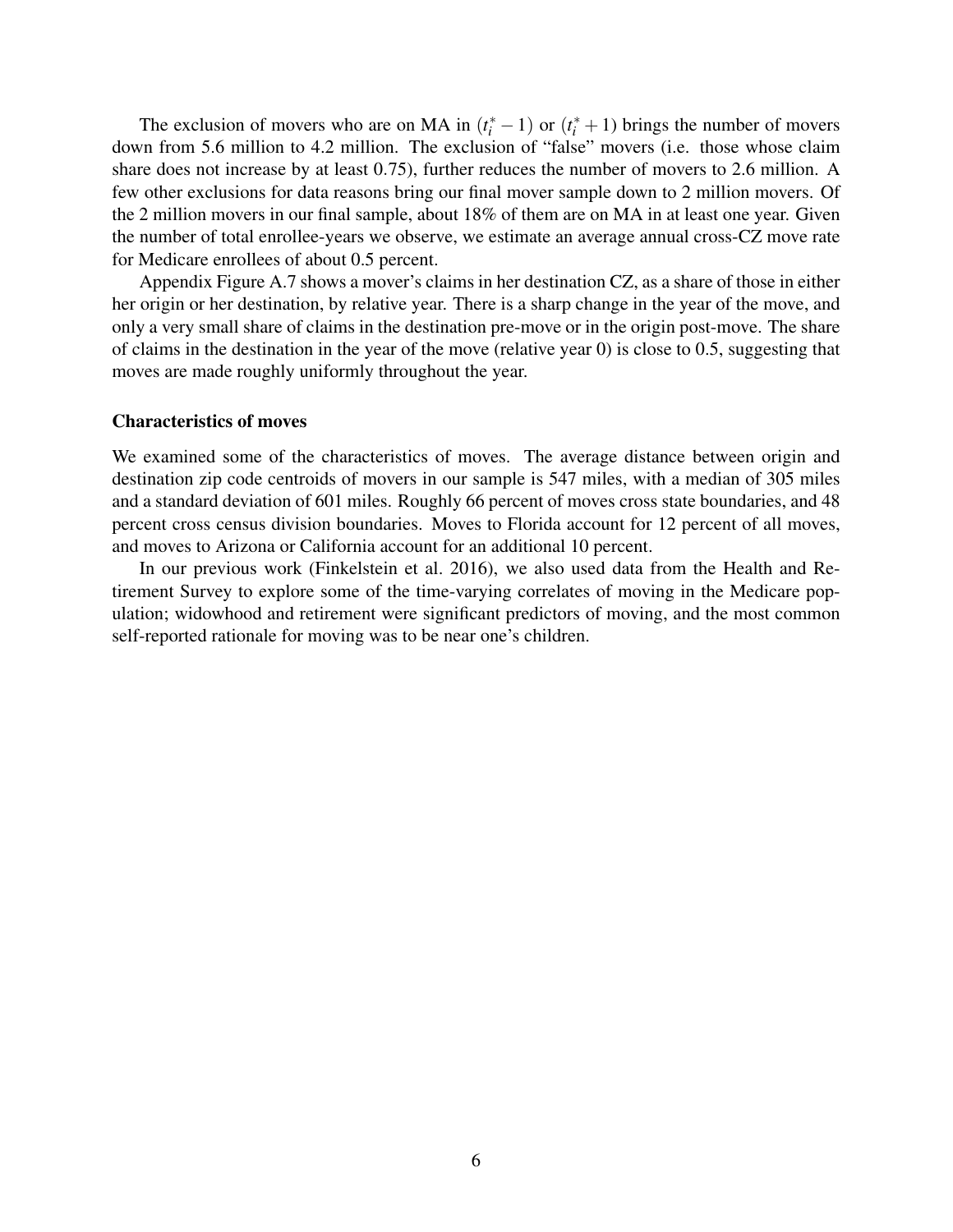The exclusion of movers who are on MA in $(t_i^* - 1)$ or $(t_i^* + 1)$ brings the number of movers down from 5.6 million to 4.2 million. The exclusion of "false" movers (i.e. those whose claim share does not increase by at least 0.75), further reduces the number of movers to 2.6 million. A few other exclusions for data reasons bring our final mover sample down to 2 million movers. Of the 2 million movers in our final sample, about 18% of them are on MA in at least one year. Given the number of total enrollee-years we observe, we estimate an average annual cross-CZ move rate for Medicare enrollees of about 0.5 percent.

Appendix Figure A.7 shows a mover's claims in her destination CZ, as a share of those in either her origin or her destination, by relative year. There is a sharp change in the year of the move, and only a very small share of claims in the destination pre-move or in the origin post-move. The share of claims in the destination in the year of the move (relative year 0) is close to 0.5, suggesting that moves are made roughly uniformly throughout the year.

**Characteristics of moves**

We examined some of the characteristics of moves. The average distance between origin and destination zip code centroids of movers in our sample is 547 miles, with a median of 305 miles and a standard deviation of 601 miles. Roughly 66 percent of moves cross state boundaries, and 48 percent cross census division boundaries. Moves to Florida account for 12 percent of all moves, and moves to Arizona or California account for an additional 10 percent.

In our previous work (Finkelstein et al. 2016), we also used data from the Health and Retirement Survey to explore some of the time-varying correlates of moving in the Medicare population; widowhood and retirement were significant predictors of moving, and the most common self-reported rationale for moving was to be near one's children.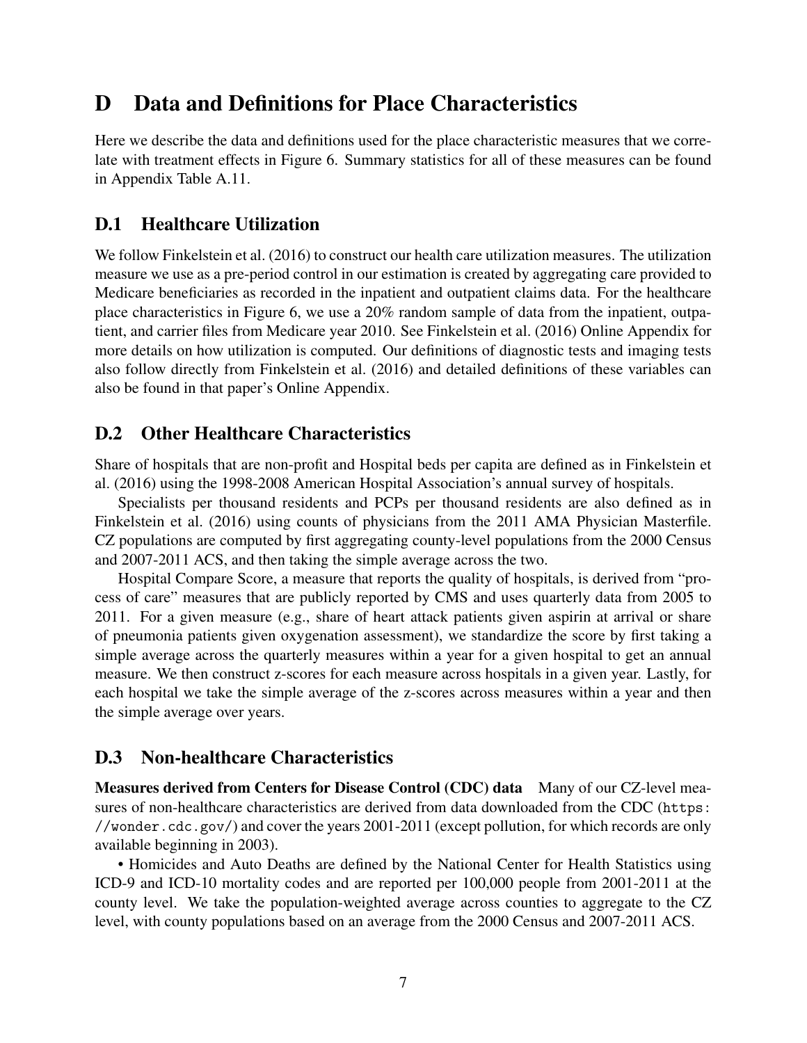# D Data and Definitions for Place Characteristics

Here we describe the data and definitions used for the place characteristic measures that we correlate with treatment effects in Figure 6. Summary statistics for all of these measures can be found in Appendix Table A.11.

## D.1 Healthcare Utilization

We follow Finkelstein et al. (2016) to construct our health care utilization measures. The utilization measure we use as a pre-period control in our estimation is created by aggregating care provided to Medicare beneficiaries as recorded in the inpatient and outpatient claims data. For the healthcare place characteristics in Figure 6, we use a 20% random sample of data from the inpatient, outpatient, and carrier files from Medicare year 2010. See Finkelstein et al. (2016) Online Appendix for more details on how utilization is computed. Our definitions of diagnostic tests and imaging tests also follow directly from Finkelstein et al. (2016) and detailed definitions of these variables can also be found in that paper's Online Appendix.

## D.2 Other Healthcare Characteristics

Share of hospitals that are non-profit and Hospital beds per capita are defined as in Finkelstein et al. (2016) using the 1998-2008 American Hospital Association's annual survey of hospitals.

Specialists per thousand residents and PCPs per thousand residents are also defined as in Finkelstein et al. (2016) using counts of physicians from the 2011 AMA Physician Masterfile. CZ populations are computed by first aggregating county-level populations from the 2000 Census and 2007-2011 ACS, and then taking the simple average across the two.

Hospital Compare Score, a measure that reports the quality of hospitals, is derived from "process of care" measures that are publicly reported by CMS and uses quarterly data from 2005 to 2011. For a given measure (e.g., share of heart attack patients given aspirin at arrival or share of pneumonia patients given oxygenation assessment), we standardize the score by first taking a simple average across the quarterly measures within a year for a given hospital to get an annual measure. We then construct z-scores for each measure across hospitals in a given year. Lastly, for each hospital we take the simple average of the z-scores across measures within a year and then the simple average over years.

## D.3 Non-healthcare Characteristics

**Measures derived from Centers for Disease Control (CDC) data** Many of our CZ-level measures of non-healthcare characteristics are derived from data downloaded from the CDC (`https://wonder.cdc.gov/`) and cover the years 2001-2011 (except pollution, for which records are only available beginning in 2003).

• Homicides and Auto Deaths are defined by the National Center for Health Statistics using ICD-9 and ICD-10 mortality codes and are reported per 100,000 people from 2001-2011 at the county level. We take the population-weighted average across counties to aggregate to the CZ level, with county populations based on an average from the 2000 Census and 2007-2011 ACS.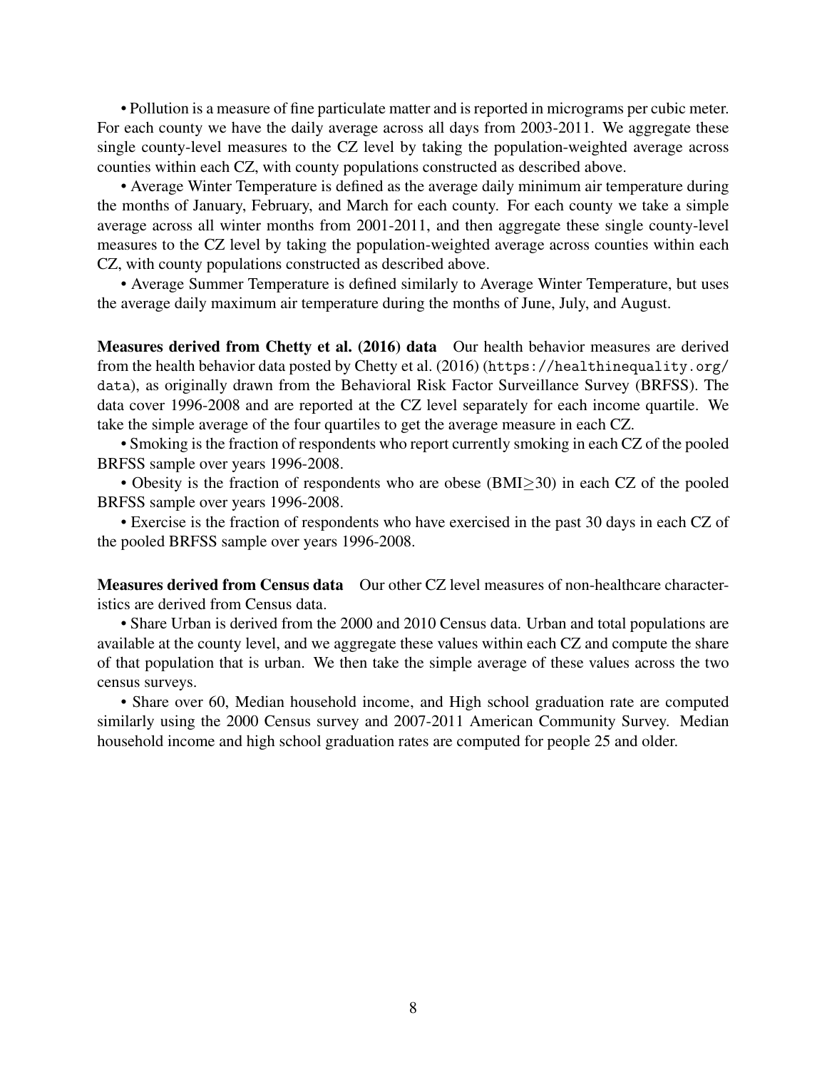• Pollution is a measure of fine particulate matter and is reported in micrograms per cubic meter. For each county we have the daily average across all days from 2003-2011. We aggregate these single county-level measures to the CZ level by taking the population-weighted average across counties within each CZ, with county populations constructed as described above.

• Average Winter Temperature is defined as the average daily minimum air temperature during the months of January, February, and March for each county. For each county we take a simple average across all winter months from 2001-2011, and then aggregate these single county-level measures to the CZ level by taking the population-weighted average across counties within each CZ, with county populations constructed as described above.

• Average Summer Temperature is defined similarly to Average Winter Temperature, but uses the average daily maximum air temperature during the months of June, July, and August.

**Measures derived from Chetty et al. (2016) data** Our health behavior measures are derived from the health behavior data posted by Chetty et al. (2016) (`https://healthinequality.org/data`), as originally drawn from the Behavioral Risk Factor Surveillance Survey (BRFSS). The data cover 1996-2008 and are reported at the CZ level separately for each income quartile. We take the simple average of the four quartiles to get the average measure in each CZ.

• Smoking is the fraction of respondents who report currently smoking in each CZ of the pooled BRFSS sample over years 1996-2008.

• Obesity is the fraction of respondents who are obese (BMI$\geq$30) in each CZ of the pooled BRFSS sample over years 1996-2008.

• Exercise is the fraction of respondents who have exercised in the past 30 days in each CZ of the pooled BRFSS sample over years 1996-2008.

**Measures derived from Census data** Our other CZ level measures of non-healthcare characteristics are derived from Census data.

• Share Urban is derived from the 2000 and 2010 Census data. Urban and total populations are available at the county level, and we aggregate these values within each CZ and compute the share of that population that is urban. We then take the simple average of these values across the two census surveys.

• Share over 60, Median household income, and High school graduation rate are computed similarly using the 2000 Census survey and 2007-2011 American Community Survey. Median household income and high school graduation rates are computed for people 25 and older.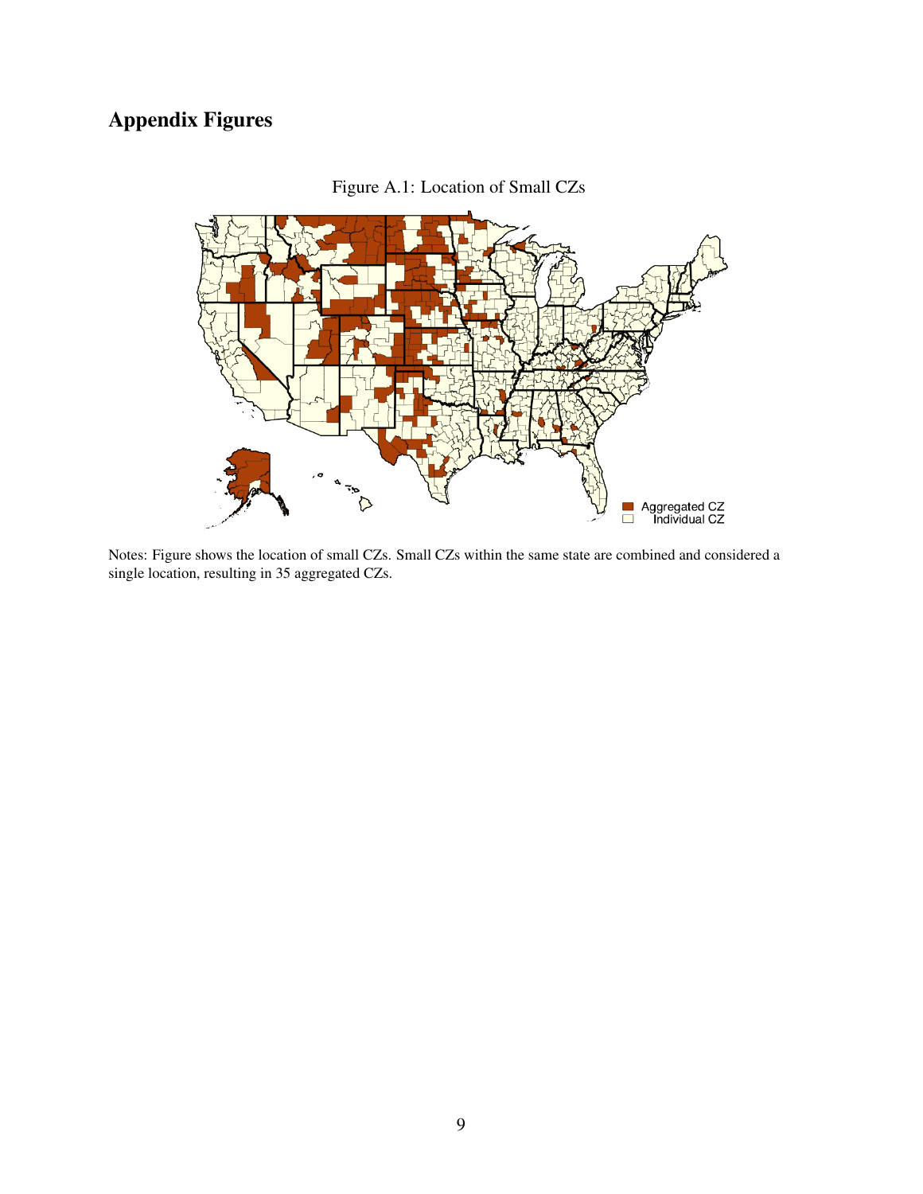# Appendix Figures

Figure A.1: Location of Small CZs

Notes: Figure shows the location of small CZs. Small CZs within the same state are combined and considered a single location, resulting in 35 aggregated CZs.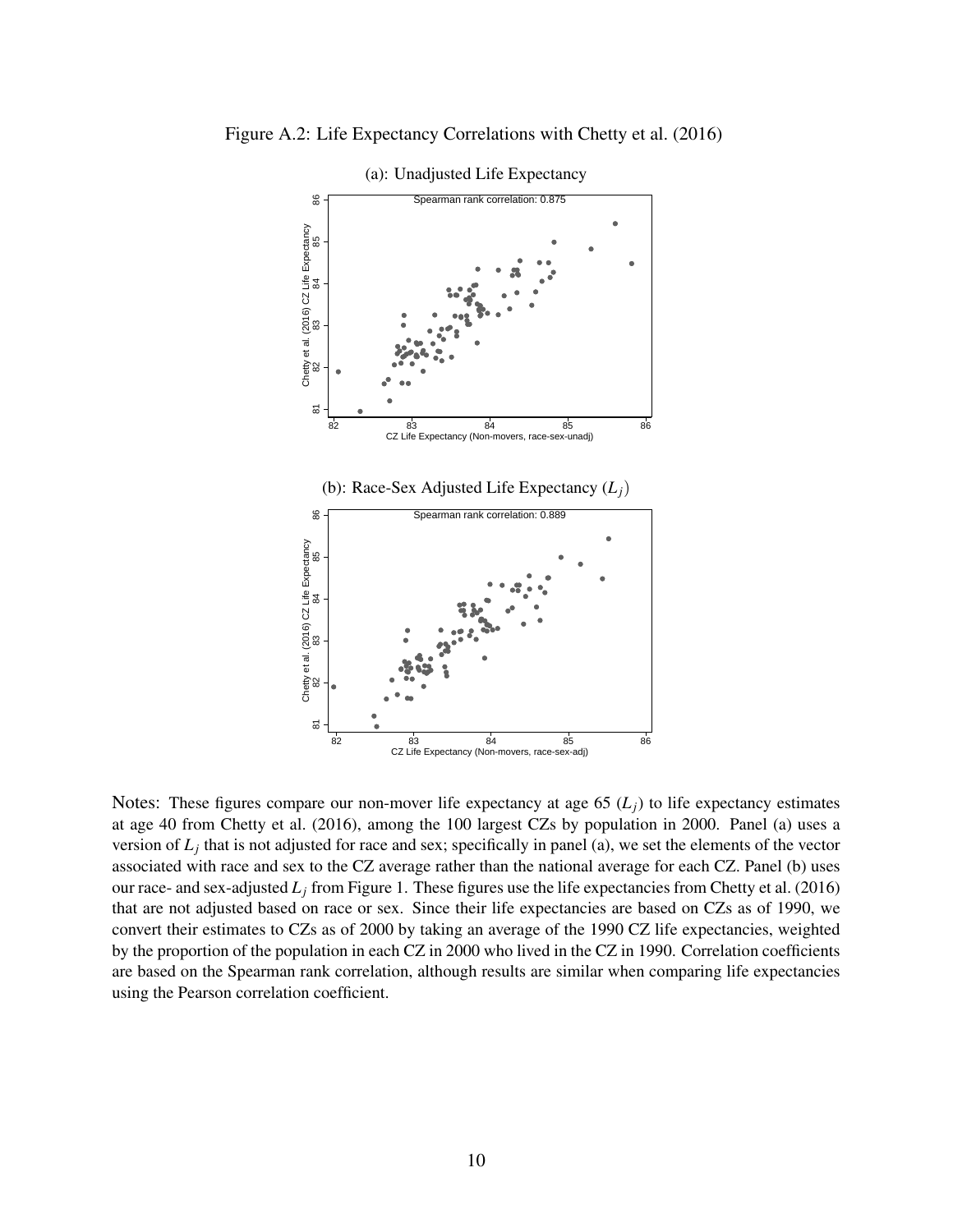Figure A.2: Life Expectancy Correlations with Chetty et al. (2016)

(a): Unadjusted Life Expectancy

Spearman rank correlation: 0.875

(b): Race-Sex Adjusted Life Expectancy ($L_j$)

Spearman rank correlation: 0.889

Notes: These figures compare our non-mover life expectancy at age 65 ($L_j$) to life expectancy estimates at age 40 from Chetty et al. (2016), among the 100 largest CZs by population in 2000. Panel (a) uses a version of $L_j$ that is not adjusted for race and sex; specifically in panel (a), we set the elements of the vector associated with race and sex to the CZ average rather than the national average for each CZ. Panel (b) uses our race- and sex-adjusted $L_j$ from Figure 1. These figures use the life expectancies from Chetty et al. (2016) that are not adjusted based on race or sex. Since their life expectancies are based on CZs as of 1990, we convert their estimates to CZs as of 2000 by taking an average of the 1990 CZ life expectancies, weighted by the proportion of the population in each CZ in 2000 who lived in the CZ in 1990. Correlation coefficients are based on the Spearman rank correlation, although results are similar when comparing life expectancies using the Pearson correlation coefficient.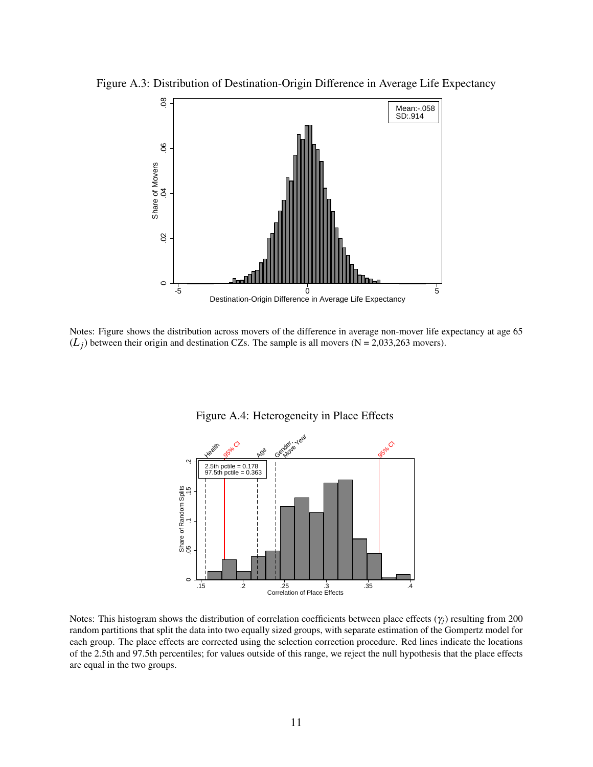Figure A.3: Distribution of Destination-Origin Difference in Average Life Expectancy

Notes: Figure shows the distribution across movers of the difference in average non-mover life expectancy at age 65 ($L_j$) between their origin and destination CZs. The sample is all movers (N = 2,033,263 movers).

Figure A.4: Heterogeneity in Place Effects

Notes: This histogram shows the distribution of correlation coefficients between place effects ($\gamma_j$) resulting from 200 random partitions that split the data into two equally sized groups, with separate estimation of the Gompertz model for each group. The place effects are corrected using the selection correction procedure. Red lines indicate the locations of the 2.5th and 97.5th percentiles; for values outside of this range, we reject the null hypothesis that the place effects are equal in the two groups.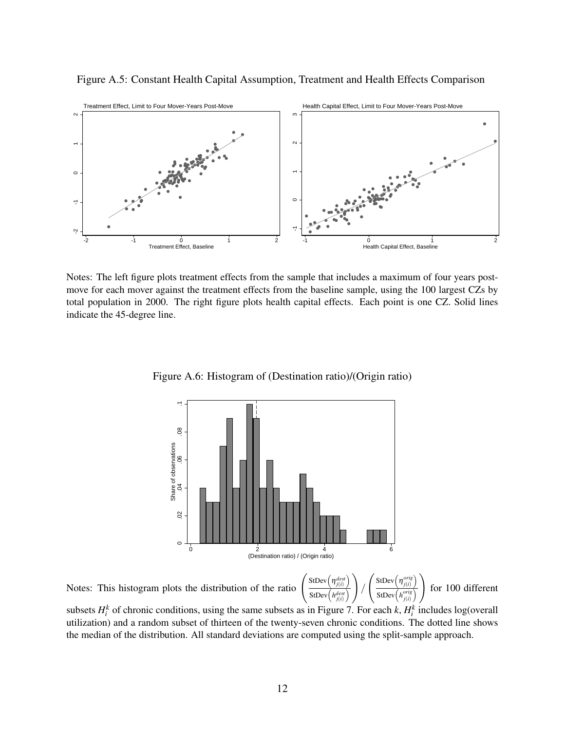Figure A.5: Constant Health Capital Assumption, Treatment and Health Effects Comparison

Notes: The left figure plots treatment effects from the sample that includes a maximum of four years post-move for each mover against the treatment effects from the baseline sample, using the 100 largest CZs by total population in 2000. The right figure plots health capital effects. Each point is one CZ. Solid lines indicate the 45-degree line.

Figure A.6: Histogram of (Destination ratio)/(Origin ratio)

Notes: This histogram plots the distribution of the ratio $\left(\frac{\text{StDev}\left(\eta_{j(i)}^{dest}\right)}{\text{StDev}\left(h_{j(i)}^{dest}\right)}\right) / \left(\frac{\text{StDev}\left(\eta_{j(i)}^{orig}\right)}{\text{StDev}\left(h_{j(i)}^{orig}\right)}\right)$ for 100 different subsets $H_i^k$ of chronic conditions, using the same subsets as in Figure 7. For each $k$, $H_i^k$ includes log(overall utilization) and a random subset of thirteen of the twenty-seven chronic conditions. The dotted line shows the median of the distribution. All standard deviations are computed using the split-sample approach.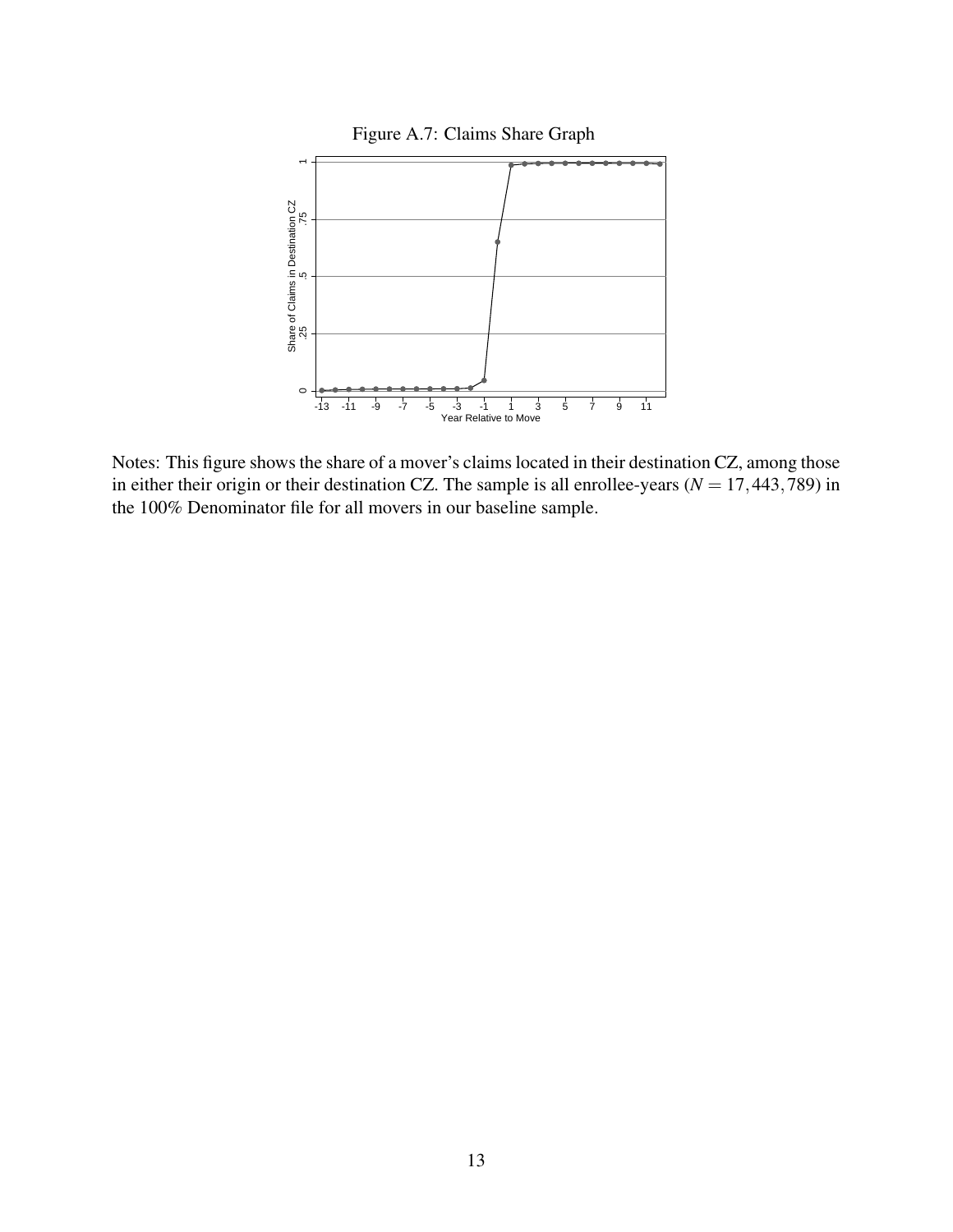Figure A.7: Claims Share Graph

Notes: This figure shows the share of a mover's claims located in their destination CZ, among those in either their origin or their destination CZ. The sample is all enrollee-years ($N = 17,443,789$) in the 100% Denominator file for all movers in our baseline sample.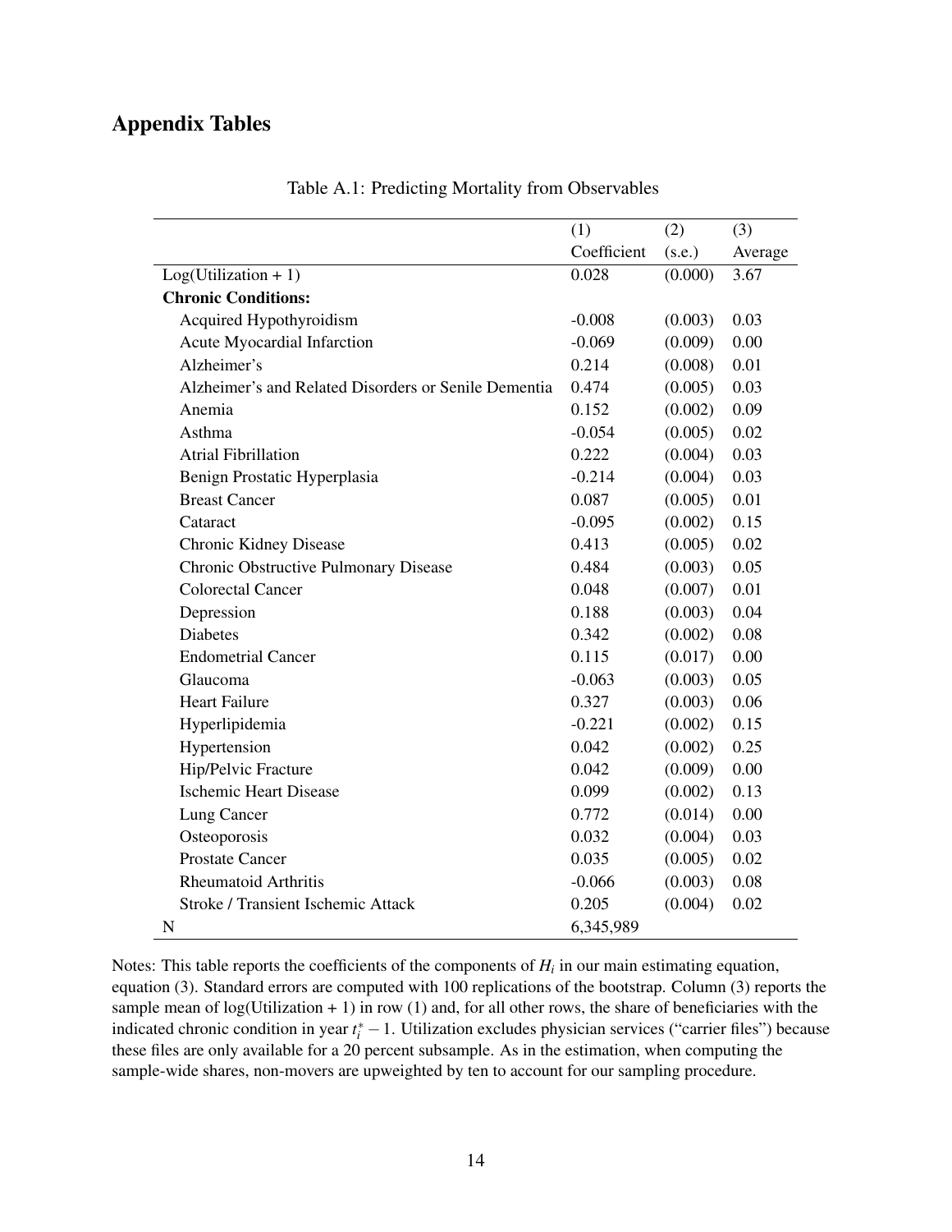## Appendix Tables

Table A.1: Predicting Mortality from Observables

| | (1) Coefficient | (2) (s.e.) | (3) Average |
|---|---|---|---|
| Log(Utilization + 1) | 0.028 | (0.000) | 3.67 |
| **Chronic Conditions:** | | | |
| Acquired Hypothyroidism | -0.008 | (0.003) | 0.03 |
| Acute Myocardial Infarction | -0.069 | (0.009) | 0.00 |
| Alzheimer's | 0.214 | (0.008) | 0.01 |
| Alzheimer's and Related Disorders or Senile Dementia | 0.474 | (0.005) | 0.03 |
| Anemia | 0.152 | (0.002) | 0.09 |
| Asthma | -0.054 | (0.005) | 0.02 |
| Atrial Fibrillation | 0.222 | (0.004) | 0.03 |
| Benign Prostatic Hyperplasia | -0.214 | (0.004) | 0.03 |
| Breast Cancer | 0.087 | (0.005) | 0.01 |
| Cataract | -0.095 | (0.002) | 0.15 |
| Chronic Kidney Disease | 0.413 | (0.005) | 0.02 |
| Chronic Obstructive Pulmonary Disease | 0.484 | (0.003) | 0.05 |
| Colorectal Cancer | 0.048 | (0.007) | 0.01 |
| Depression | 0.188 | (0.003) | 0.04 |
| Diabetes | 0.342 | (0.002) | 0.08 |
| Endometrial Cancer | 0.115 | (0.017) | 0.00 |
| Glaucoma | -0.063 | (0.003) | 0.05 |
| Heart Failure | 0.327 | (0.003) | 0.06 |
| Hyperlipidemia | -0.221 | (0.002) | 0.15 |
| Hypertension | 0.042 | (0.002) | 0.25 |
| Hip/Pelvic Fracture | 0.042 | (0.009) | 0.00 |
| Ischemic Heart Disease | 0.099 | (0.002) | 0.13 |
| Lung Cancer | 0.772 | (0.014) | 0.00 |
| Osteoporosis | 0.032 | (0.004) | 0.03 |
| Prostate Cancer | 0.035 | (0.005) | 0.02 |
| Rheumatoid Arthritis | -0.066 | (0.003) | 0.08 |
| Stroke / Transient Ischemic Attack | 0.205 | (0.004) | 0.02 |
| N | 6,345,989 | | |

Notes: This table reports the coefficients of the components of $H_i$ in our main estimating equation, equation (3). Standard errors are computed with 100 replications of the bootstrap. Column (3) reports the sample mean of log(Utilization + 1) in row (1) and, for all other rows, the share of beneficiaries with the indicated chronic condition in year $t_i^* - 1$. Utilization excludes physician services ("carrier files") because these files are only available for a 20 percent subsample. As in the estimation, when computing the sample-wide shares, non-movers are upweighted by ten to account for our sampling procedure.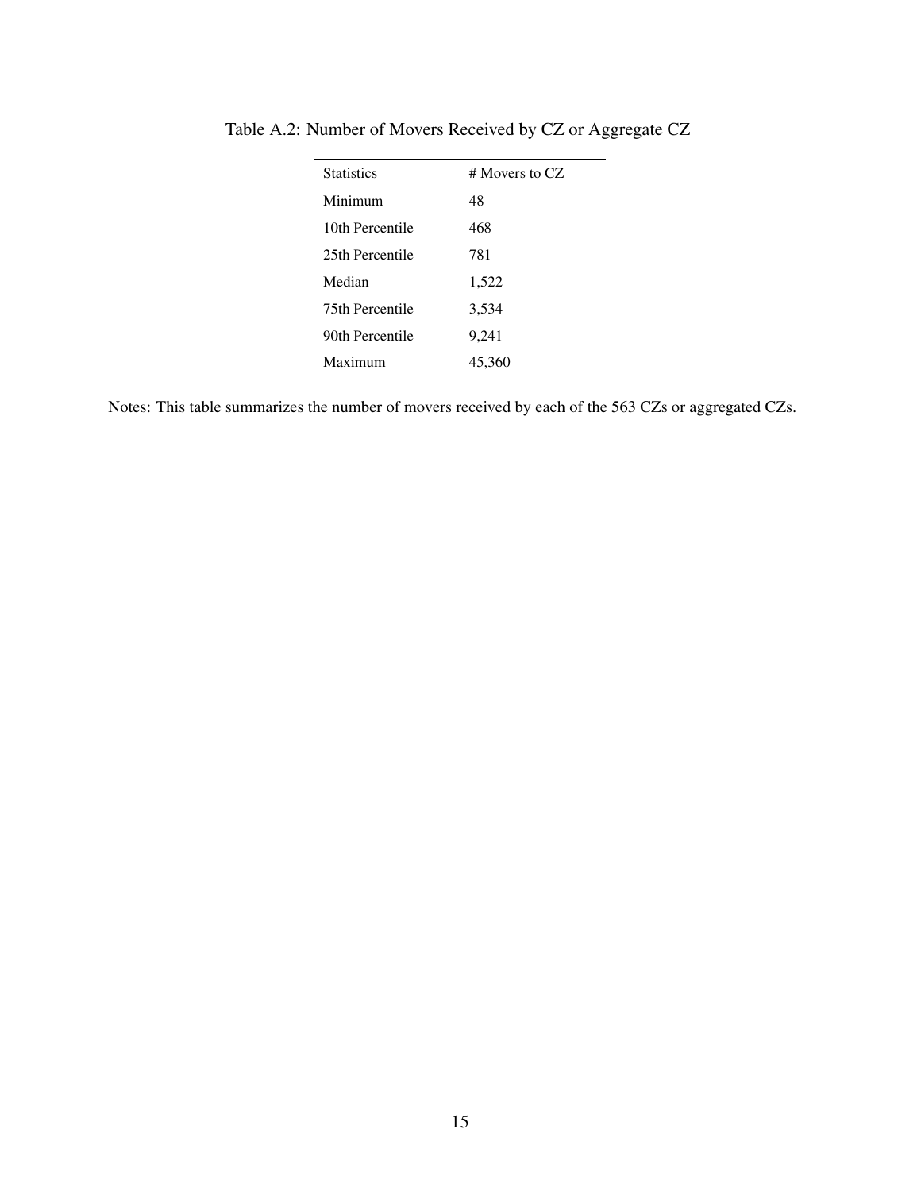Table A.2: Number of Movers Received by CZ or Aggregate CZ

| Statistics | # Movers to CZ |
|---|---|
| Minimum | 48 |
| 10th Percentile | 468 |
| 25th Percentile | 781 |
| Median | 1,522 |
| 75th Percentile | 3,534 |
| 90th Percentile | 9,241 |
| Maximum | 45,360 |

Notes: This table summarizes the number of movers received by each of the 563 CZs or aggregated CZs.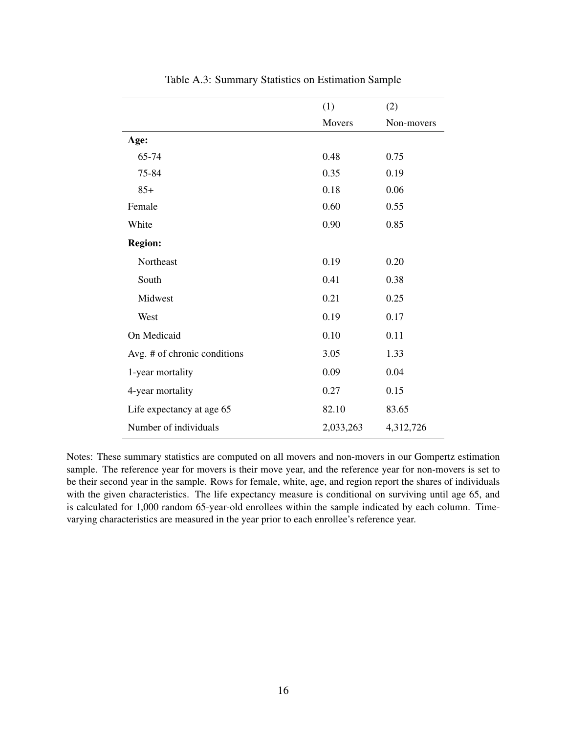Table A.3: Summary Statistics on Estimation Sample

| | (1) Movers | (2) Non-movers |
|---|---|---|
| **Age:** | | |
| 65-74 | 0.48 | 0.75 |
| 75-84 | 0.35 | 0.19 |
| 85+ | 0.18 | 0.06 |
| Female | 0.60 | 0.55 |
| White | 0.90 | 0.85 |
| **Region:** | | |
| Northeast | 0.19 | 0.20 |
| South | 0.41 | 0.38 |
| Midwest | 0.21 | 0.25 |
| West | 0.19 | 0.17 |
| On Medicaid | 0.10 | 0.11 |
| Avg. # of chronic conditions | 3.05 | 1.33 |
| 1-year mortality | 0.09 | 0.04 |
| 4-year mortality | 0.27 | 0.15 |
| Life expectancy at age 65 | 82.10 | 83.65 |
| Number of individuals | 2,033,263 | 4,312,726 |

Notes: These summary statistics are computed on all movers and non-movers in our Gompertz estimation sample. The reference year for movers is their move year, and the reference year for non-movers is set to be their second year in the sample. Rows for female, white, age, and region report the shares of individuals with the given characteristics. The life expectancy measure is conditional on surviving until age 65, and is calculated for 1,000 random 65-year-old enrollees within the sample indicated by each column. Time-varying characteristics are measured in the year prior to each enrollee's reference year.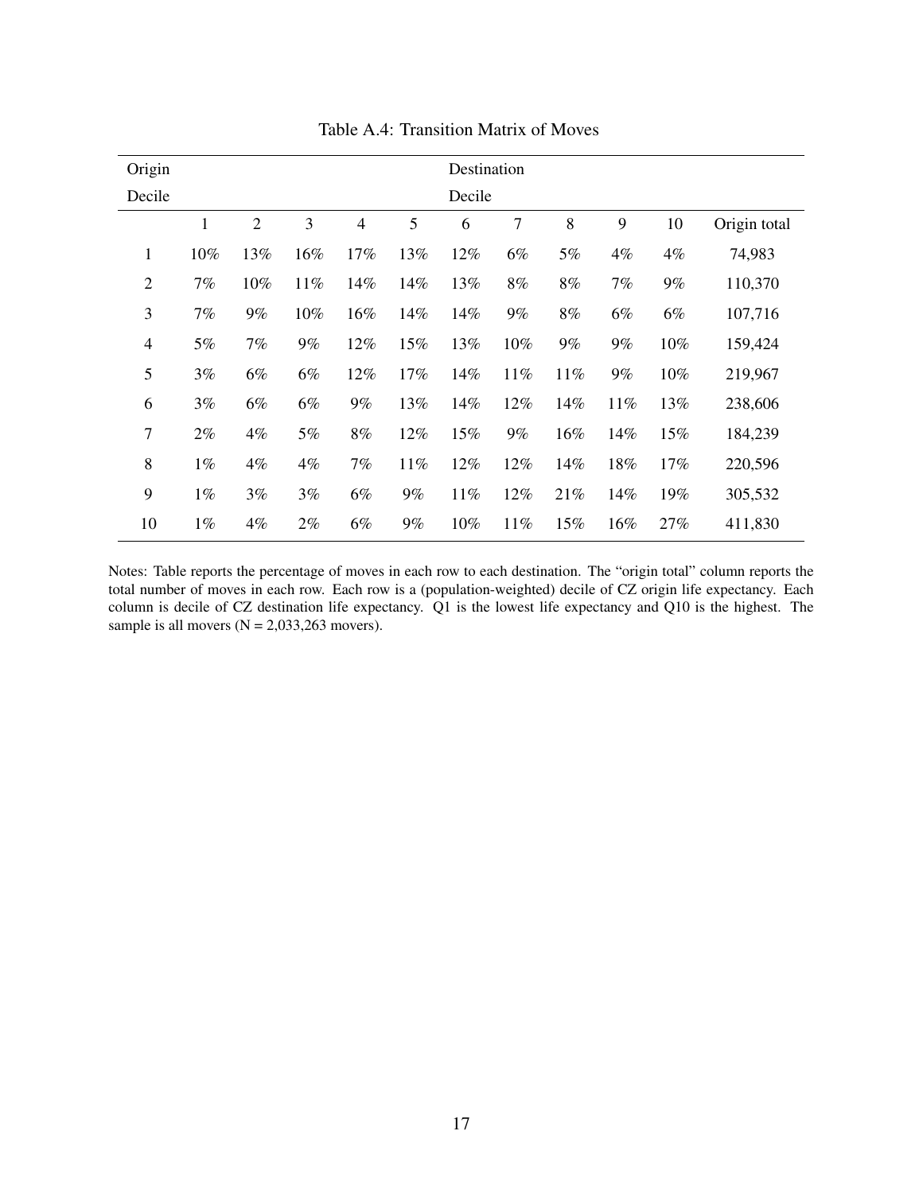Table A.4: Transition Matrix of Moves

| Origin Decile | Destination Decile | | | | | | | | | | |
|---|---|---|---|---|---|---|---|---|---|---|---|
| | 1 | 2 | 3 | 4 | 5 | 6 | 7 | 8 | 9 | 10 | Origin total |
| 1 | 10% | 13% | 16% | 17% | 13% | 12% | 6% | 5% | 4% | 4% | 74,983 |
| 2 | 7% | 10% | 11% | 14% | 14% | 13% | 8% | 8% | 7% | 9% | 110,370 |
| 3 | 7% | 9% | 10% | 16% | 14% | 14% | 9% | 8% | 6% | 6% | 107,716 |
| 4 | 5% | 7% | 9% | 12% | 15% | 13% | 10% | 9% | 9% | 10% | 159,424 |
| 5 | 3% | 6% | 6% | 12% | 17% | 14% | 11% | 11% | 9% | 10% | 219,967 |
| 6 | 3% | 6% | 6% | 9% | 13% | 14% | 12% | 14% | 11% | 13% | 238,606 |
| 7 | 2% | 4% | 5% | 8% | 12% | 15% | 9% | 16% | 14% | 15% | 184,239 |
| 8 | 1% | 4% | 4% | 7% | 11% | 12% | 12% | 14% | 18% | 17% | 220,596 |
| 9 | 1% | 3% | 3% | 6% | 9% | 11% | 12% | 21% | 14% | 19% | 305,532 |
| 10 | 1% | 4% | 2% | 6% | 9% | 10% | 11% | 15% | 16% | 27% | 411,830 |

Notes: Table reports the percentage of moves in each row to each destination. The "origin total" column reports the total number of moves in each row. Each row is a (population-weighted) decile of CZ origin life expectancy. Each column is decile of CZ destination life expectancy. Q1 is the lowest life expectancy and Q10 is the highest. The sample is all movers (N = 2,033,263 movers).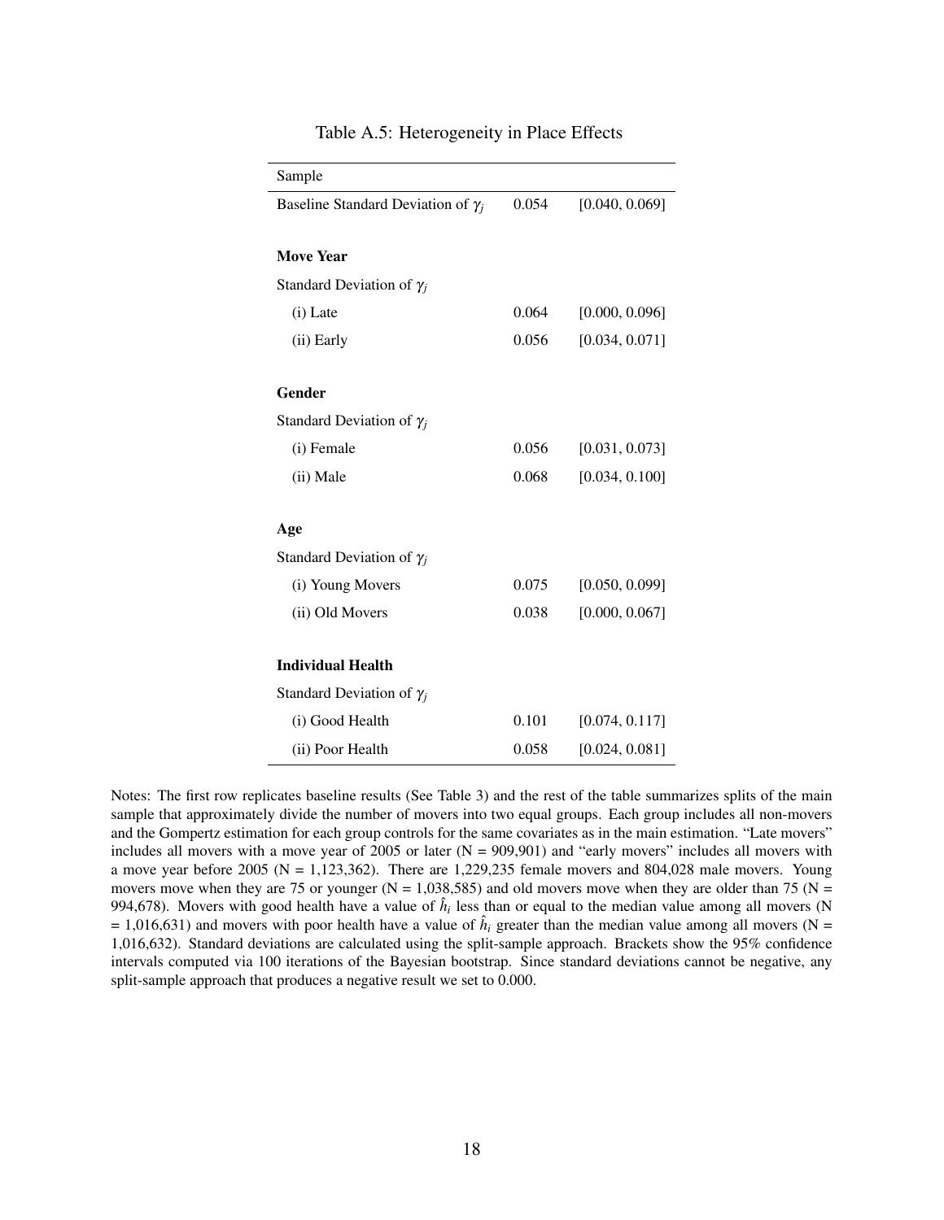Table A.5: Heterogeneity in Place Effects

| Sample | | |
|---|---|---|
| Baseline Standard Deviation of $\gamma_j$ | 0.054 | [0.040, 0.069] |
| **Move Year** | | |
| Standard Deviation of $\gamma_j$ | | |
| (i) Late | 0.064 | [0.000, 0.096] |
| (ii) Early | 0.056 | [0.034, 0.071] |
| **Gender** | | |
| Standard Deviation of $\gamma_j$ | | |
| (i) Female | 0.056 | [0.031, 0.073] |
| (ii) Male | 0.068 | [0.034, 0.100] |
| **Age** | | |
| Standard Deviation of $\gamma_j$ | | |
| (i) Young Movers | 0.075 | [0.050, 0.099] |
| (ii) Old Movers | 0.038 | [0.000, 0.067] |
| **Individual Health** | | |
| Standard Deviation of $\gamma_j$ | | |
| (i) Good Health | 0.101 | [0.074, 0.117] |
| (ii) Poor Health | 0.058 | [0.024, 0.081] |

Notes: The first row replicates baseline results (See Table 3) and the rest of the table summarizes splits of the main sample that approximately divide the number of movers into two equal groups. Each group includes all non-movers and the Gompertz estimation for each group controls for the same covariates as in the main estimation. "Late movers" includes all movers with a move year of 2005 or later (N = 909,901) and "early movers" includes all movers with a move year before 2005 (N = 1,123,362). There are 1,229,235 female movers and 804,028 male movers. Young movers move when they are 75 or younger (N = 1,038,585) and old movers move when they are older than 75 (N = 994,678). Movers with good health have a value of $\hat{h}_i$ less than or equal to the median value among all movers (N = 1,016,631) and movers with poor health have a value of $\hat{h}_i$ greater than the median value among all movers (N = 1,016,632). Standard deviations are calculated using the split-sample approach. Brackets show the 95% confidence intervals computed via 100 iterations of the Bayesian bootstrap. Since standard deviations cannot be negative, any split-sample approach that produces a negative result we set to 0.000.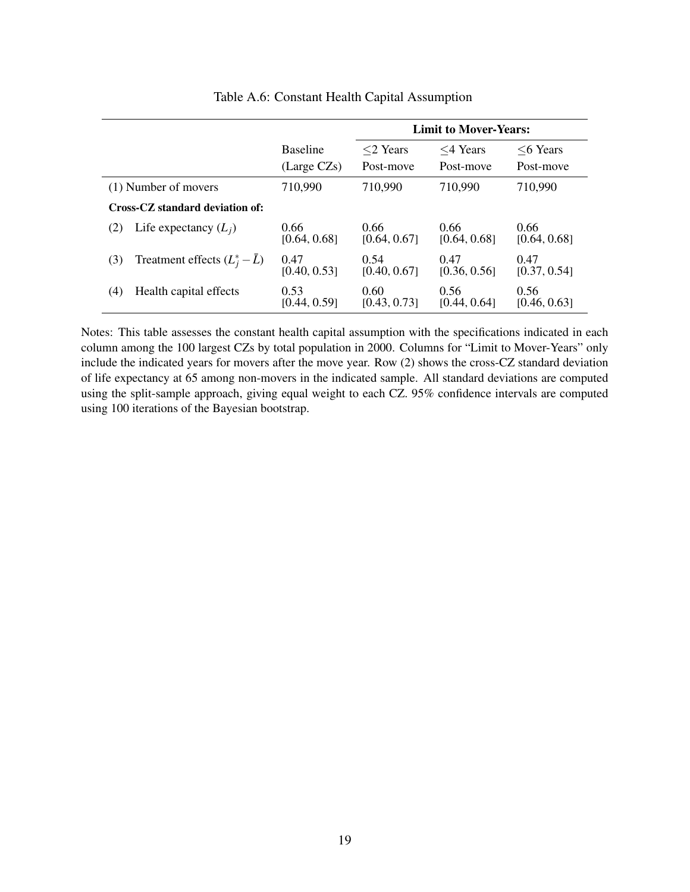Table A.6: Constant Health Capital Assumption

| | Baseline (Large CZs) | Limit to Mover-Years: $\leq$2 Years Post-move | $\leq$4 Years Post-move | $\leq$6 Years Post-move |
|---|---|---|---|---|
| (1) Number of movers | 710,990 | 710,990 | 710,990 | 710,990 |
| **Cross-CZ standard deviation of:** | | | | |
| (2) Life expectancy ($L_j$) | 0.66 [0.64, 0.68] | 0.66 [0.64, 0.67] | 0.66 [0.64, 0.68] | 0.66 [0.64, 0.68] |
| (3) Treatment effects ($L_j^* - \bar{L}$) | 0.47 [0.40, 0.53] | 0.54 [0.40, 0.67] | 0.47 [0.36, 0.56] | 0.47 [0.37, 0.54] |
| (4) Health capital effects | 0.53 [0.44, 0.59] | 0.60 [0.43, 0.73] | 0.56 [0.44, 0.64] | 0.56 [0.46, 0.63] |

Notes: This table assesses the constant health capital assumption with the specifications indicated in each column among the 100 largest CZs by total population in 2000. Columns for "Limit to Mover-Years" only include the indicated years for movers after the move year. Row (2) shows the cross-CZ standard deviation of life expectancy at 65 among non-movers in the indicated sample. All standard deviations are computed using the split-sample approach, giving equal weight to each CZ. 95% confidence intervals are computed using 100 iterations of the Bayesian bootstrap.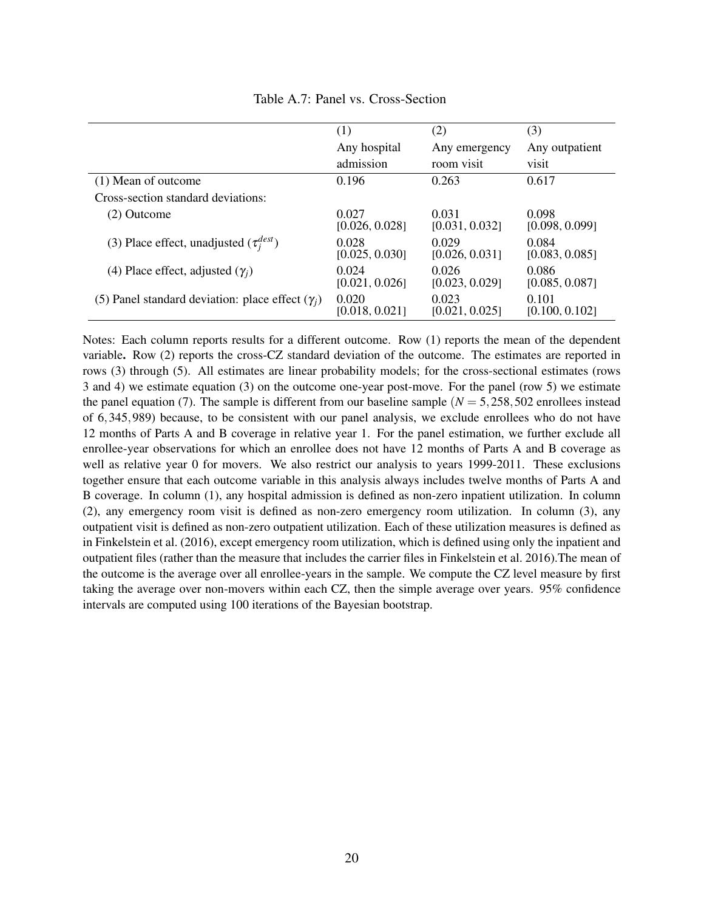Table A.7: Panel vs. Cross-Section

| | (1) Any hospital admission | (2) Any emergency room visit | (3) Any outpatient visit |
|---|---|---|---|
| (1) Mean of outcome | 0.196 | 0.263 | 0.617 |
| Cross-section standard deviations: | | | |
| (2) Outcome | 0.027 [0.026, 0.028] | 0.031 [0.031, 0.032] | 0.098 [0.098, 0.099] |
| (3) Place effect, unadjusted ($\tau_j^{dest}$) | 0.028 [0.025, 0.030] | 0.029 [0.026, 0.031] | 0.084 [0.083, 0.085] |
| (4) Place effect, adjusted ($\gamma_j$) | 0.024 [0.021, 0.026] | 0.026 [0.023, 0.029] | 0.086 [0.085, 0.087] |
| (5) Panel standard deviation: place effect ($\gamma_j$) | 0.020 [0.018, 0.021] | 0.023 [0.021, 0.025] | 0.101 [0.100, 0.102] |

Notes: Each column reports results for a different outcome. Row (1) reports the mean of the dependent variable. Row (2) reports the cross-CZ standard deviation of the outcome. The estimates are reported in rows (3) through (5). All estimates are linear probability models; for the cross-sectional estimates (rows 3 and 4) we estimate equation (3) on the outcome one-year post-move. For the panel (row 5) we estimate the panel equation (7). The sample is different from our baseline sample ($N = 5,258,502$ enrollees instead of $6,345,989$) because, to be consistent with our panel analysis, we exclude enrollees who do not have 12 months of Parts A and B coverage in relative year 1. For the panel estimation, we further exclude all enrollee-year observations for which an enrollee does not have 12 months of Parts A and B coverage as well as relative year 0 for movers. We also restrict our analysis to years 1999-2011. These exclusions together ensure that each outcome variable in this analysis always includes twelve months of Parts A and B coverage. In column (1), any hospital admission is defined as non-zero inpatient utilization. In column (2), any emergency room visit is defined as non-zero emergency room utilization. In column (3), any outpatient visit is defined as non-zero outpatient utilization. Each of these utilization measures is defined as in Finkelstein et al. (2016), except emergency room utilization, which is defined using only the inpatient and outpatient files (rather than the measure that includes the carrier files in Finkelstein et al. 2016).The mean of the outcome is the average over all enrollee-years in the sample. We compute the CZ level measure by first taking the average over non-movers within each CZ, then the simple average over years. 95% confidence intervals are computed using 100 iterations of the Bayesian bootstrap.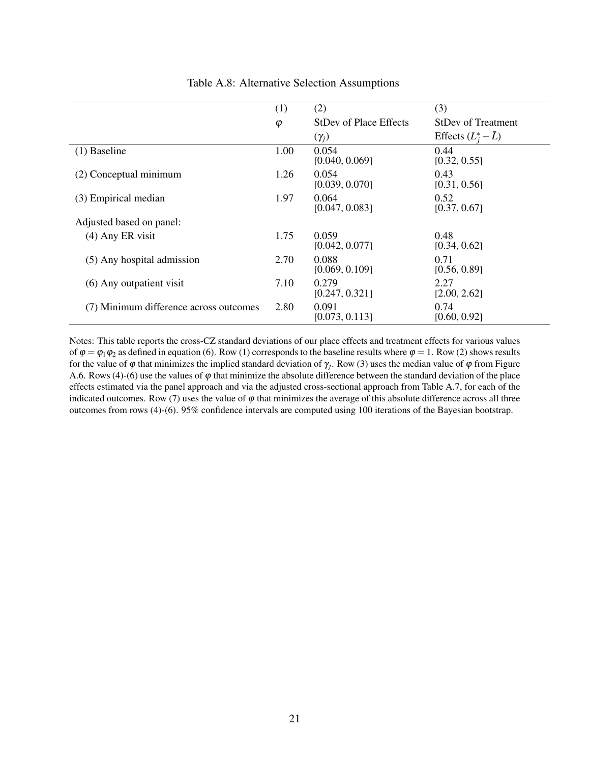Table A.8: Alternative Selection Assumptions

| | (1) $\varphi$ | (2) StDev of Place Effects ($\gamma_j$) | (3) StDev of Treatment Effects ($L^*_j - \bar{L}$) |
|---|---|---|---|
| (1) Baseline | 1.00 | 0.054 [0.040, 0.069] | 0.44 [0.32, 0.55] |
| (2) Conceptual minimum | 1.26 | 0.054 [0.039, 0.070] | 0.43 [0.31, 0.56] |
| (3) Empirical median | 1.97 | 0.064 [0.047, 0.083] | 0.52 [0.37, 0.67] |
| Adjusted based on panel: | | | |
| (4) Any ER visit | 1.75 | 0.059 [0.042, 0.077] | 0.48 [0.34, 0.62] |
| (5) Any hospital admission | 2.70 | 0.088 [0.069, 0.109] | 0.71 [0.56, 0.89] |
| (6) Any outpatient visit | 7.10 | 0.279 [0.247, 0.321] | 2.27 [2.00, 2.62] |
| (7) Minimum difference across outcomes | 2.80 | 0.091 [0.073, 0.113] | 0.74 [0.60, 0.92] |

Notes: This table reports the cross-CZ standard deviations of our place effects and treatment effects for various values of $\varphi = \varphi_1 \varphi_2$ as defined in equation (6). Row (1) corresponds to the baseline results where $\varphi = 1$. Row (2) shows results for the value of $\varphi$ that minimizes the implied standard deviation of $\gamma_j$. Row (3) uses the median value of $\varphi$ from Figure A.6. Rows (4)-(6) use the values of $\varphi$ that minimize the absolute difference between the standard deviation of the place effects estimated via the panel approach and via the adjusted cross-sectional approach from Table A.7, for each of the indicated outcomes. Row (7) uses the value of $\varphi$ that minimizes the average of this absolute difference across all three outcomes from rows (4)-(6). 95% confidence intervals are computed using 100 iterations of the Bayesian bootstrap.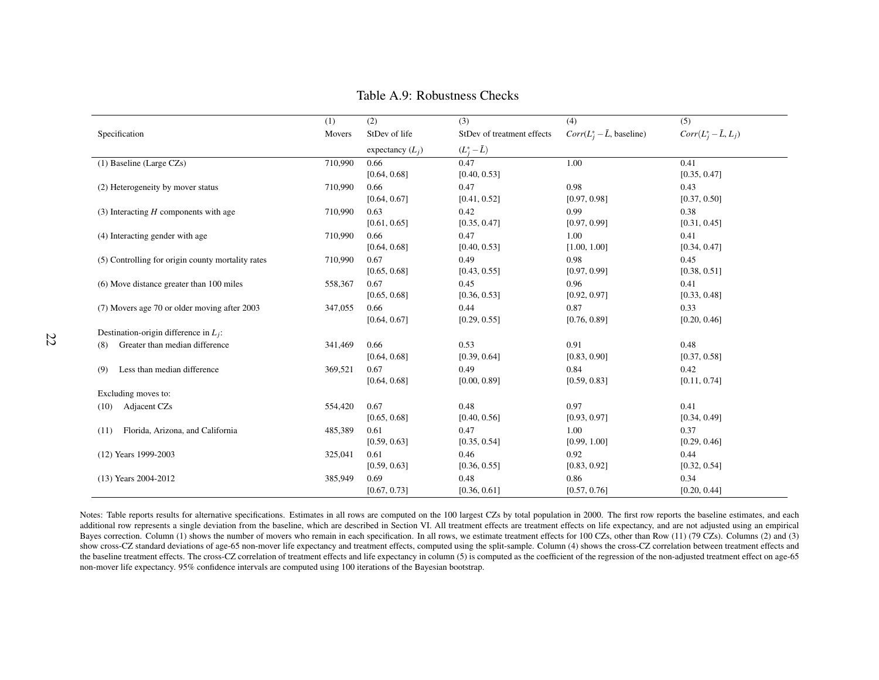# Table A.9: Robustness Checks

| Specification | (1) Movers | (2) StDev of life expectancy ($L_j$) | (3) StDev of treatment effects ($L_j^* - \bar{L}$) | (4) $Corr(L_j^* - \bar{L}$, baseline) | (5) $Corr(L_j^* - \bar{L}, L_j)$ |
|---|---|---|---|---|---|
| (1) Baseline (Large CZs) | 710,990 | 0.66 | 0.47 | 1.00 | 0.41 |
| | | [0.64, 0.68] | [0.40, 0.53] | | [0.35, 0.47] |
| (2) Heterogeneity by mover status | 710,990 | 0.66 | 0.47 | 0.98 | 0.43 |
| | | [0.64, 0.67] | [0.41, 0.52] | [0.97, 0.98] | [0.37, 0.50] |
| (3) Interacting $H$ components with age | 710,990 | 0.63 | 0.42 | 0.99 | 0.38 |
| | | [0.61, 0.65] | [0.35, 0.47] | [0.97, 0.99] | [0.31, 0.45] |
| (4) Interacting gender with age | 710,990 | 0.66 | 0.47 | 1.00 | 0.41 |
| | | [0.64, 0.68] | [0.40, 0.53] | [1.00, 1.00] | [0.34, 0.47] |
| (5) Controlling for origin county mortality rates | 710,990 | 0.67 | 0.49 | 0.98 | 0.45 |
| | | [0.65, 0.68] | [0.43, 0.55] | [0.97, 0.99] | [0.38, 0.51] |
| (6) Move distance greater than 100 miles | 558,367 | 0.67 | 0.45 | 0.96 | 0.41 |
| | | [0.65, 0.68] | [0.36, 0.53] | [0.92, 0.97] | [0.33, 0.48] |
| (7) Movers age 70 or older moving after 2003 | 347,055 | 0.66 | 0.44 | 0.87 | 0.33 |
| | | [0.64, 0.67] | [0.29, 0.55] | [0.76, 0.89] | [0.20, 0.46] |
| Destination-origin difference in $L_j$: | | | | | |
| (8) Greater than median difference | 341,469 | 0.66 | 0.53 | 0.91 | 0.48 |
| | | [0.64, 0.68] | [0.39, 0.64] | [0.83, 0.90] | [0.37, 0.58] |
| (9) Less than median difference | 369,521 | 0.67 | 0.49 | 0.84 | 0.42 |
| | | [0.64, 0.68] | [0.00, 0.89] | [0.59, 0.83] | [0.11, 0.74] |
| Excluding moves to: | | | | | |
| (10) Adjacent CZs | 554,420 | 0.67 | 0.48 | 0.97 | 0.41 |
| | | [0.65, 0.68] | [0.40, 0.56] | [0.93, 0.97] | [0.34, 0.49] |
| (11) Florida, Arizona, and California | 485,389 | 0.61 | 0.47 | 1.00 | 0.37 |
| | | [0.59, 0.63] | [0.35, 0.54] | [0.99, 1.00] | [0.29, 0.46] |
| (12) Years 1999-2003 | 325,041 | 0.61 | 0.46 | 0.92 | 0.44 |
| | | [0.59, 0.63] | [0.36, 0.55] | [0.83, 0.92] | [0.32, 0.54] |
| (13) Years 2004-2012 | 385,949 | 0.69 | 0.48 | 0.86 | 0.34 |
| | | [0.67, 0.73] | [0.36, 0.61] | [0.57, 0.76] | [0.20, 0.44] |

Notes: Table reports results for alternative specifications. Estimates in all rows are computed on the 100 largest CZs by total population in 2000. The first row reports the baseline estimates, and each additional row represents a single deviation from the baseline, which are described in Section VI. All treatment effects are treatment effects on life expectancy, and are not adjusted using an empirical Bayes correction. Column (1) shows the number of movers who remain in each specification. In all rows, we estimate treatment effects for 100 CZs, other than Row (11) (79 CZs). Columns (2) and (3) show cross-CZ standard deviations of age-65 non-mover life expectancy and treatment effects, computed using the split-sample. Column (4) shows the cross-CZ correlation between treatment effects and the baseline treatment effects. The cross-CZ correlation of treatment effects and life expectancy in column (5) is computed as the coefficient of the regression of the non-adjusted treatment effect on age-65 non-mover life expectancy. 95% confidence intervals are computed using 100 iterations of the Bayesian bootstrap.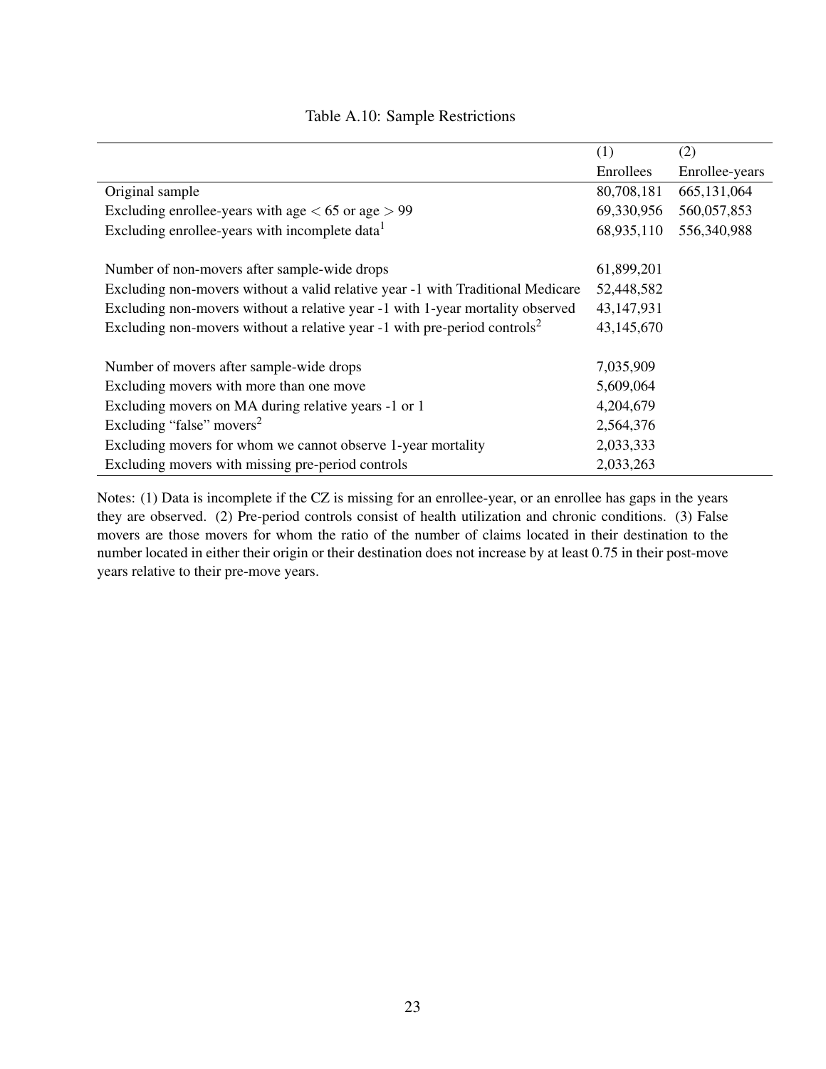Table A.10: Sample Restrictions

| | (1) Enrollees | (2) Enrollee-years |
|---|---|---|
| Original sample | 80,708,181 | 665,131,064 |
| Excluding enrollee-years with age $<$ 65 or age $>$ 99 | 69,330,956 | 560,057,853 |
| Excluding enrollee-years with incomplete data[1] | 68,935,110 | 556,340,988 |
| | | |
| Number of non-movers after sample-wide drops | 61,899,201 | |
| Excluding non-movers without a valid relative year -1 with Traditional Medicare | 52,448,582 | |
| Excluding non-movers without a relative year -1 with 1-year mortality observed | 43,147,931 | |
| Excluding non-movers without a relative year -1 with pre-period controls[2] | 43,145,670 | |
| | | |
| Number of movers after sample-wide drops | 7,035,909 | |
| Excluding movers with more than one move | 5,609,064 | |
| Excluding movers on MA during relative years -1 or 1 | 4,204,679 | |
| Excluding "false" movers[2] | 2,564,376 | |
| Excluding movers for whom we cannot observe 1-year mortality | 2,033,333 | |
| Excluding movers with missing pre-period controls | 2,033,263 | |

Notes: (1) Data is incomplete if the CZ is missing for an enrollee-year, or an enrollee has gaps in the years they are observed. (2) Pre-period controls consist of health utilization and chronic conditions. (3) False movers are those movers for whom the ratio of the number of claims located in their destination to the number located in either their origin or their destination does not increase by at least 0.75 in their post-move years relative to their pre-move years.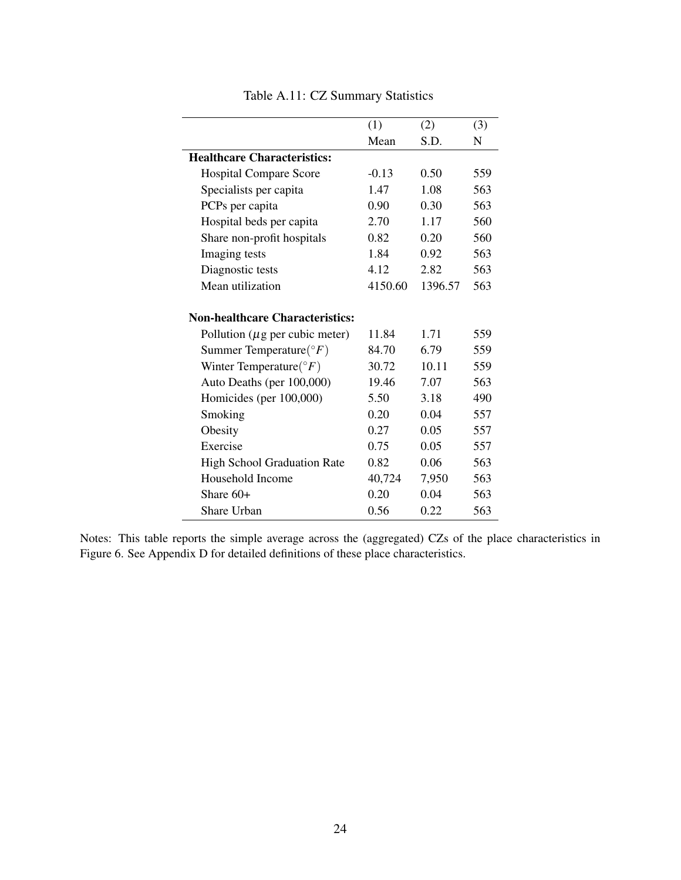Table A.11: CZ Summary Statistics

| | (1) Mean | (2) S.D. | (3) N |
|---|---|---|---|
| **Healthcare Characteristics:** | | | |
| Hospital Compare Score | -0.13 | 0.50 | 559 |
| Specialists per capita | 1.47 | 1.08 | 563 |
| PCPs per capita | 0.90 | 0.30 | 563 |
| Hospital beds per capita | 2.70 | 1.17 | 560 |
| Share non-profit hospitals | 0.82 | 0.20 | 560 |
| Imaging tests | 1.84 | 0.92 | 563 |
| Diagnostic tests | 4.12 | 2.82 | 563 |
| Mean utilization | 4150.60 | 1396.57 | 563 |
| **Non-healthcare Characteristics:** | | | |
| Pollution ($\mu$g per cubic meter) | 11.84 | 1.71 | 559 |
| Summer Temperature($^{\circ}F$) | 84.70 | 6.79 | 559 |
| Winter Temperature($^{\circ}F$) | 30.72 | 10.11 | 559 |
| Auto Deaths (per 100,000) | 19.46 | 7.07 | 563 |
| Homicides (per 100,000) | 5.50 | 3.18 | 490 |
| Smoking | 0.20 | 0.04 | 557 |
| Obesity | 0.27 | 0.05 | 557 |
| Exercise | 0.75 | 0.05 | 557 |
| High School Graduation Rate | 0.82 | 0.06 | 563 |
| Household Income | 40,724 | 7,950 | 563 |
| Share 60+ | 0.20 | 0.04 | 563 |
| Share Urban | 0.56 | 0.22 | 563 |

Notes: This table reports the simple average across the (aggregated) CZs of the place characteristics in Figure 6. See Appendix D for detailed definitions of these place characteristics.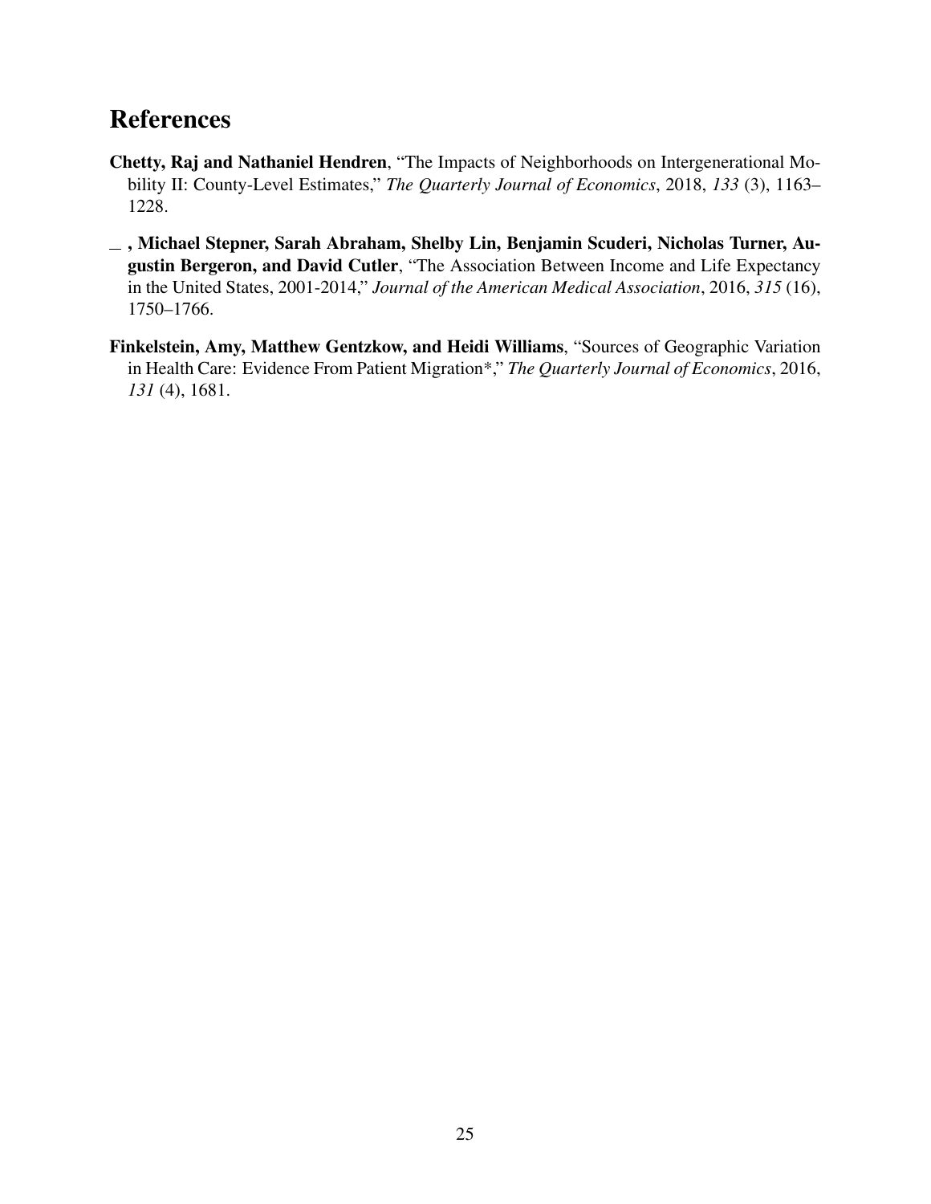# References

**Chetty, Raj and Nathaniel Hendren**, "The Impacts of Neighborhoods on Intergenerational Mobility II: County-Level Estimates," *The Quarterly Journal of Economics*, 2018, *133* (3), 1163–1228.

**_ , Michael Stepner, Sarah Abraham, Shelby Lin, Benjamin Scuderi, Nicholas Turner, Augustin Bergeron, and David Cutler**, "The Association Between Income and Life Expectancy in the United States, 2001-2014," *Journal of the American Medical Association*, 2016, *315* (16), 1750–1766.

**Finkelstein, Amy, Matthew Gentzkow, and Heidi Williams**, "Sources of Geographic Variation in Health Care: Evidence From Patient Migration*," *The Quarterly Journal of Economics*, 2016, *131* (4), 1681.